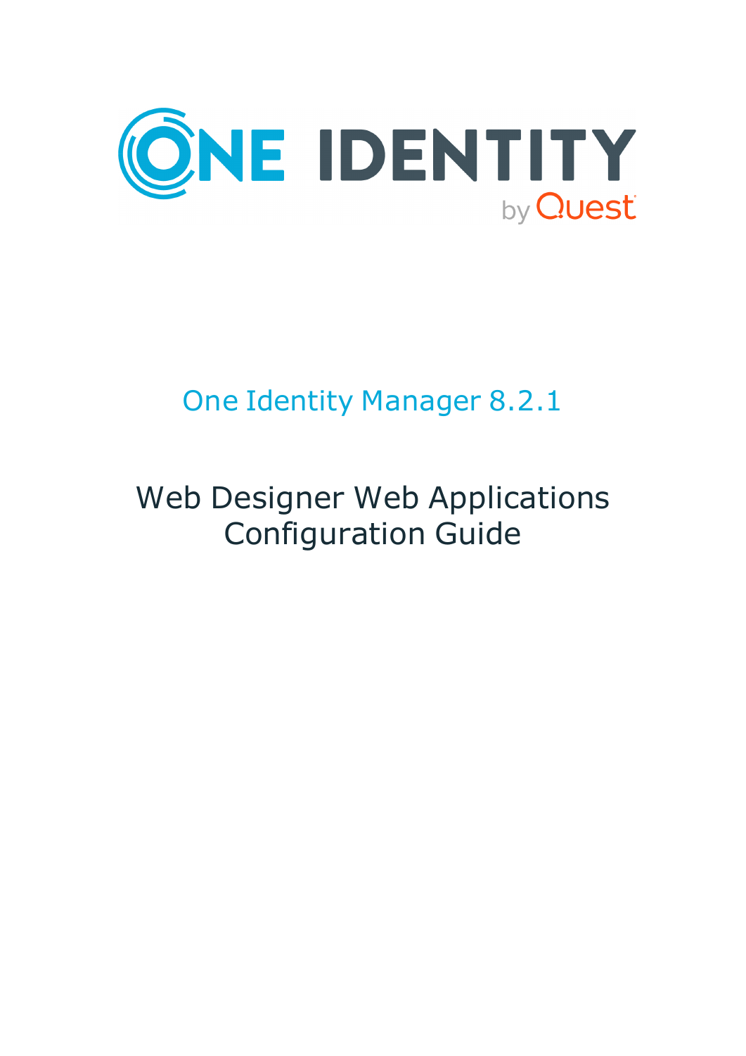ONE IDENTITY by Quest

# One Identity Manager 8.2.1

# Web Designer Web Applications Configuration Guide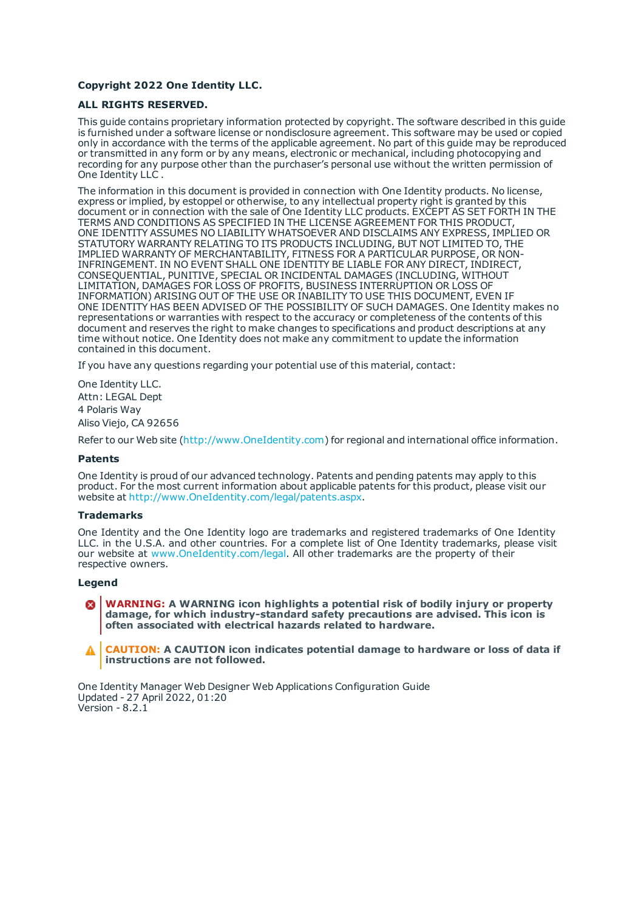**Copyright 2022 One Identity LLC.**

**ALL RIGHTS RESERVED.**

This guide contains proprietary information protected by copyright. The software described in this guide is furnished under a software license or nondisclosure agreement. This software may be used or copied only in accordance with the terms of the applicable agreement. No part of this guide may be reproduced or transmitted in any form or by any means, electronic or mechanical, including photocopying and recording for any purpose other than the purchaser's personal use without the written permission of One Identity LLC .

The information in this document is provided in connection with One Identity products. No license, express or implied, by estoppel or otherwise, to any intellectual property right is granted by this document or in connection with the sale of One Identity LLC products. EXCEPT AS SET FORTH IN THE TERMS AND CONDITIONS AS SPECIFIED IN THE LICENSE AGREEMENT FOR THIS PRODUCT, ONE IDENTITY ASSUMES NO LIABILITY WHATSOEVER AND DISCLAIMS ANY EXPRESS, IMPLIED OR STATUTORY WARRANTY RELATING TO ITS PRODUCTS INCLUDING, BUT NOT LIMITED TO, THE IMPLIED WARRANTY OF MERCHANTABILITY, FITNESS FOR A PARTICULAR PURPOSE, OR NON-INFRINGEMENT. IN NO EVENT SHALL ONE IDENTITY BE LIABLE FOR ANY DIRECT, INDIRECT, CONSEQUENTIAL, PUNITIVE, SPECIAL OR INCIDENTAL DAMAGES (INCLUDING, WITHOUT LIMITATION, DAMAGES FOR LOSS OF PROFITS, BUSINESS INTERRUPTION OR LOSS OF INFORMATION) ARISING OUT OF THE USE OR INABILITY TO USE THIS DOCUMENT, EVEN IF ONE IDENTITY HAS BEEN ADVISED OF THE POSSIBILITY OF SUCH DAMAGES. One Identity makes no representations or warranties with respect to the accuracy or completeness of the contents of this document and reserves the right to make changes to specifications and product descriptions at any time without notice. One Identity does not make any commitment to update the information contained in this document.

If you have any questions regarding your potential use of this material, contact:

One Identity LLC.
Attn: LEGAL Dept
4 Polaris Way
Aliso Viejo, CA 92656

Refer to our Web site (http://www.OneIdentity.com) for regional and international office information.

**Patents**

One Identity is proud of our advanced technology. Patents and pending patents may apply to this product. For the most current information about applicable patents for this product, please visit our website at http://www.OneIdentity.com/legal/patents.aspx.

**Trademarks**

One Identity and the One Identity logo are trademarks and registered trademarks of One Identity LLC. in the U.S.A. and other countries. For a complete list of One Identity trademarks, please visit our website at www.OneIdentity.com/legal. All other trademarks are the property of their respective owners.

**Legend**

**WARNING: A WARNING icon highlights a potential risk of bodily injury or property damage, for which industry-standard safety precautions are advised. This icon is often associated with electrical hazards related to hardware.**

**CAUTION: A CAUTION icon indicates potential damage to hardware or loss of data if instructions are not followed.**

One Identity Manager Web Designer Web Applications Configuration Guide
Updated - 27 April 2022, 01:20
Version - 8.2.1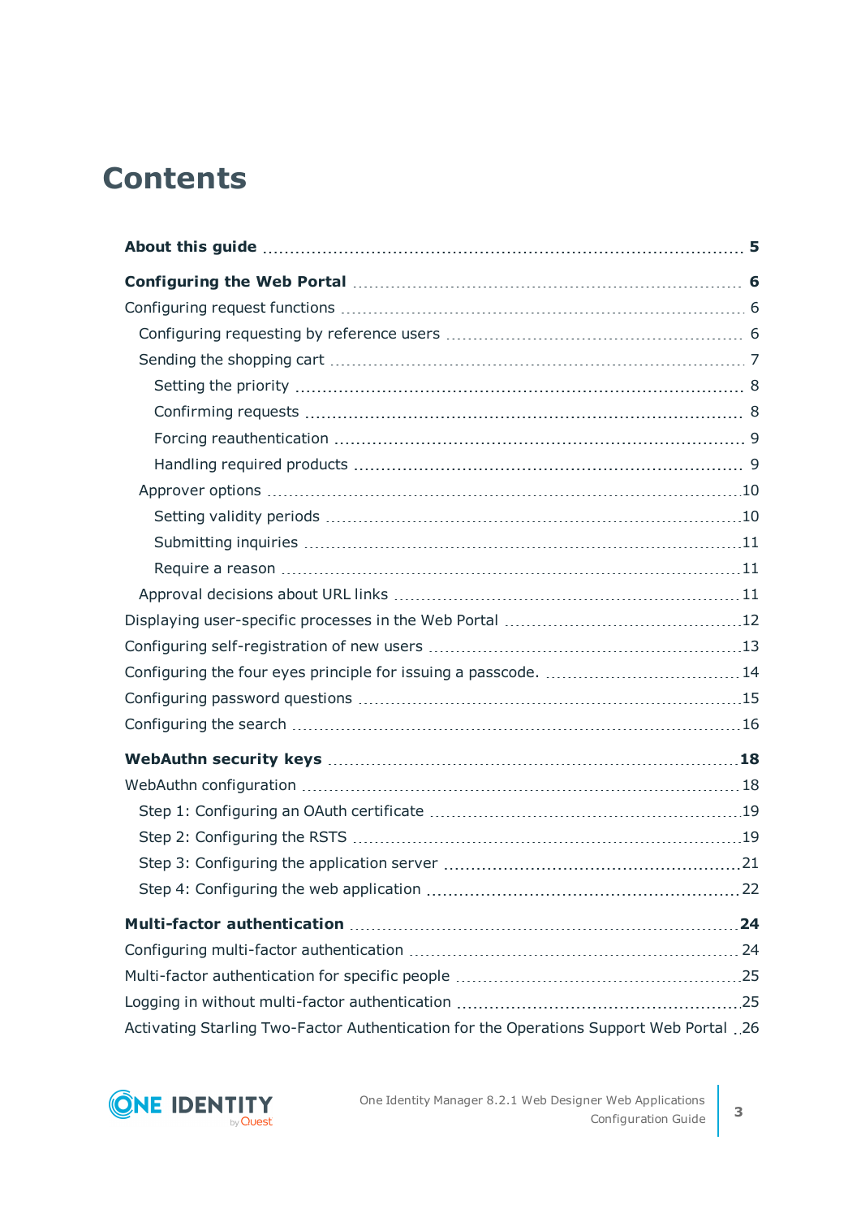# Contents

**About this guide** 5

**Configuring the Web Portal** 6

- Configuring request functions 6
  - Configuring requesting by reference users 6
  - Sending the shopping cart 7
    - Setting the priority 8
    - Confirming requests 8
    - Forcing reauthentication 9
    - Handling required products 9
  - Approver options 10
    - Setting validity periods 10
    - Submitting inquiries 11
    - Require a reason 11
  - Approval decisions about URL links 11
- Displaying user-specific processes in the Web Portal 12
- Configuring self-registration of new users 13
- Configuring the four eyes principle for issuing a passcode. 14
- Configuring password questions 15
- Configuring the search 16

**WebAuthn security keys** 18

- WebAuthn configuration 18
  - Step 1: Configuring an OAuth certificate 19
  - Step 2: Configuring the RSTS 19
  - Step 3: Configuring the application server 21
  - Step 4: Configuring the web application 22

**Multi-factor authentication** 24

- Configuring multi-factor authentication 24
- Multi-factor authentication for specific people 25
- Logging in without multi-factor authentication 25
- Activating Starling Two-Factor Authentication for the Operations Support Web Portal 26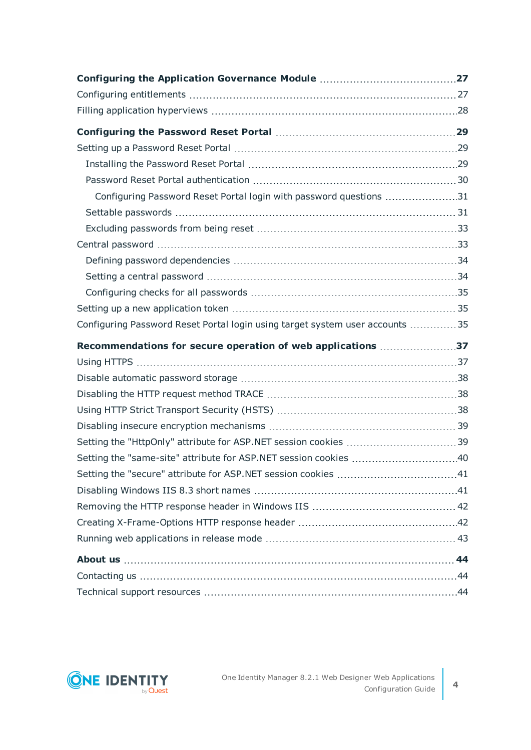**Configuring the Application Governance Module** ........ **27**

Configuring entitlements ........ 27

Filling application hyperviews ........ 28

**Configuring the Password Reset Portal** ........ **29**

Setting up a Password Reset Portal ........ 29

- Installing the Password Reset Portal ........ 29
- Password Reset Portal authentication ........ 30
  - Configuring Password Reset Portal login with password questions ........ 31
- Settable passwords ........ 31
- Excluding passwords from being reset ........ 33

Central password ........ 33

- Defining password dependencies ........ 34
- Setting a central password ........ 34
- Configuring checks for all passwords ........ 35

Setting up a new application token ........ 35

Configuring Password Reset Portal login using target system user accounts ........ 35

**Recommendations for secure operation of web applications** ........ **37**

Using HTTPS ........ 37

Disable automatic password storage ........ 38

Disabling the HTTP request method TRACE ........ 38

Using HTTP Strict Transport Security (HSTS) ........ 38

Disabling insecure encryption mechanisms ........ 39

Setting the "HttpOnly" attribute for ASP.NET session cookies ........ 39

Setting the "same-site" attribute for ASP.NET session cookies ........ 40

Setting the "secure" attribute for ASP.NET session cookies ........ 41

Disabling Windows IIS 8.3 short names ........ 41

Removing the HTTP response header in Windows IIS ........ 42

Creating X-Frame-Options HTTP response header ........ 42

Running web applications in release mode ........ 43

**About us** ........ **44**

Contacting us ........ 44

Technical support resources ........ 44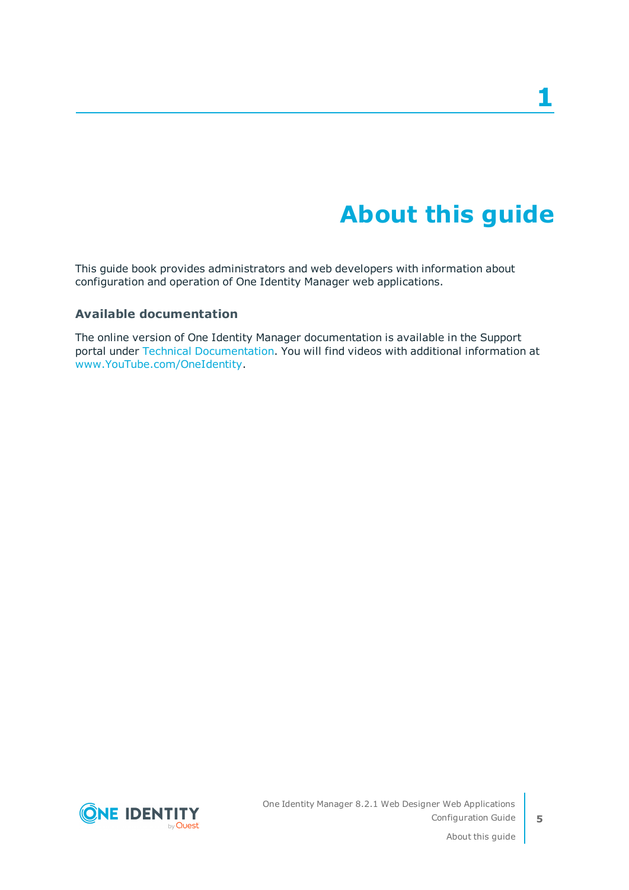# 1 About this guide

This guide book provides administrators and web developers with information about configuration and operation of One Identity Manager web applications.

### Available documentation

The online version of One Identity Manager documentation is available in the Support portal under Technical Documentation. You will find videos with additional information at www.YouTube.com/OneIdentity.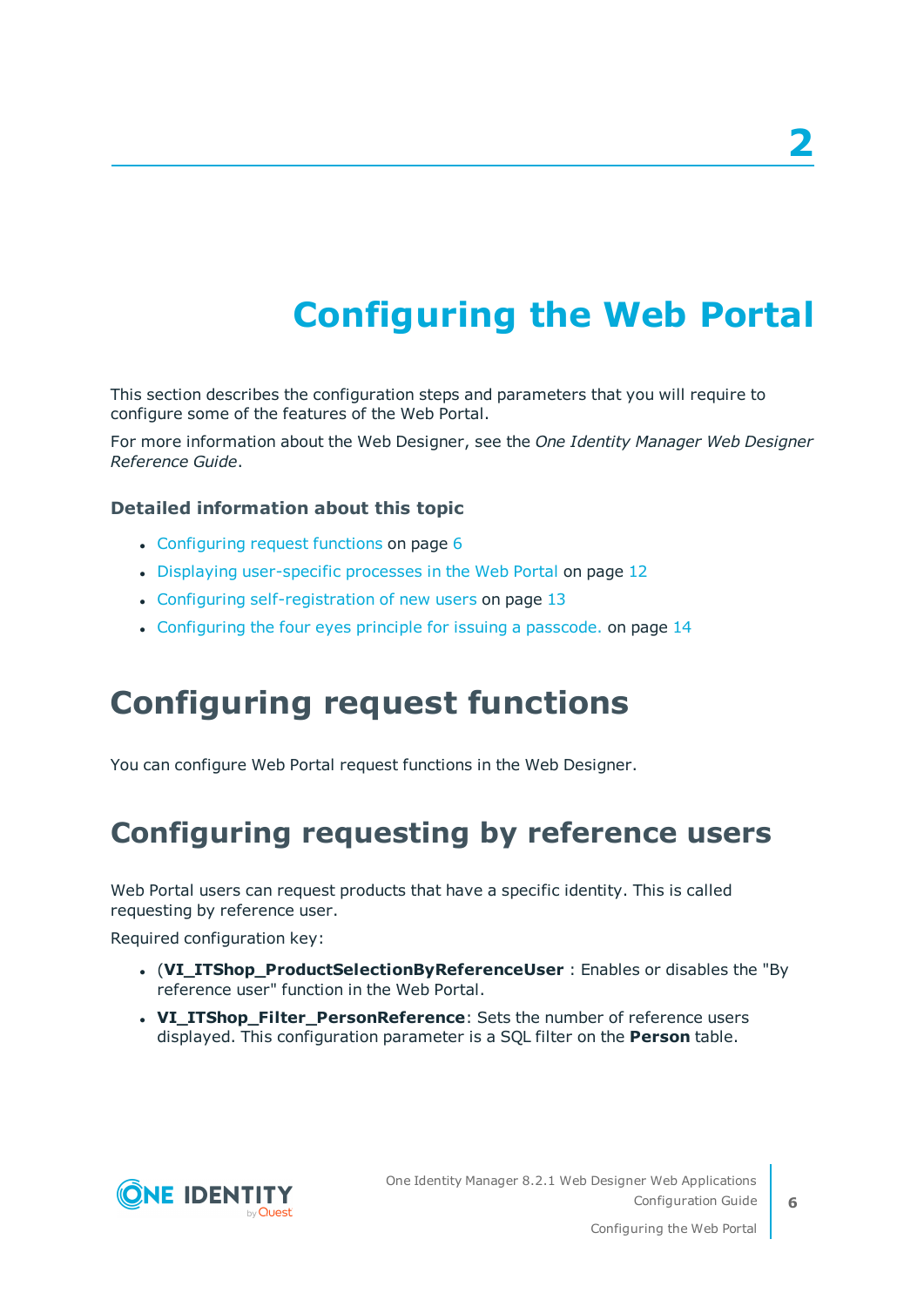# 2

# Configuring the Web Portal

This section describes the configuration steps and parameters that you will require to configure some of the features of the Web Portal.

For more information about the Web Designer, see the *One Identity Manager Web Designer Reference Guide*.

### Detailed information about this topic

- Configuring request functions on page 6
- Displaying user-specific processes in the Web Portal on page 12
- Configuring self-registration of new users on page 13
- Configuring the four eyes principle for issuing a passcode. on page 14

## Configuring request functions

You can configure Web Portal request functions in the Web Designer.

## Configuring requesting by reference users

Web Portal users can request products that have a specific identity. This is called requesting by reference user.

Required configuration key:

- (**VI_ITShop_ProductSelectionByReferenceUser** : Enables or disables the "By reference user" function in the Web Portal.
- **VI_ITShop_Filter_PersonReference**: Sets the number of reference users displayed. This configuration parameter is a SQL filter on the **Person** table.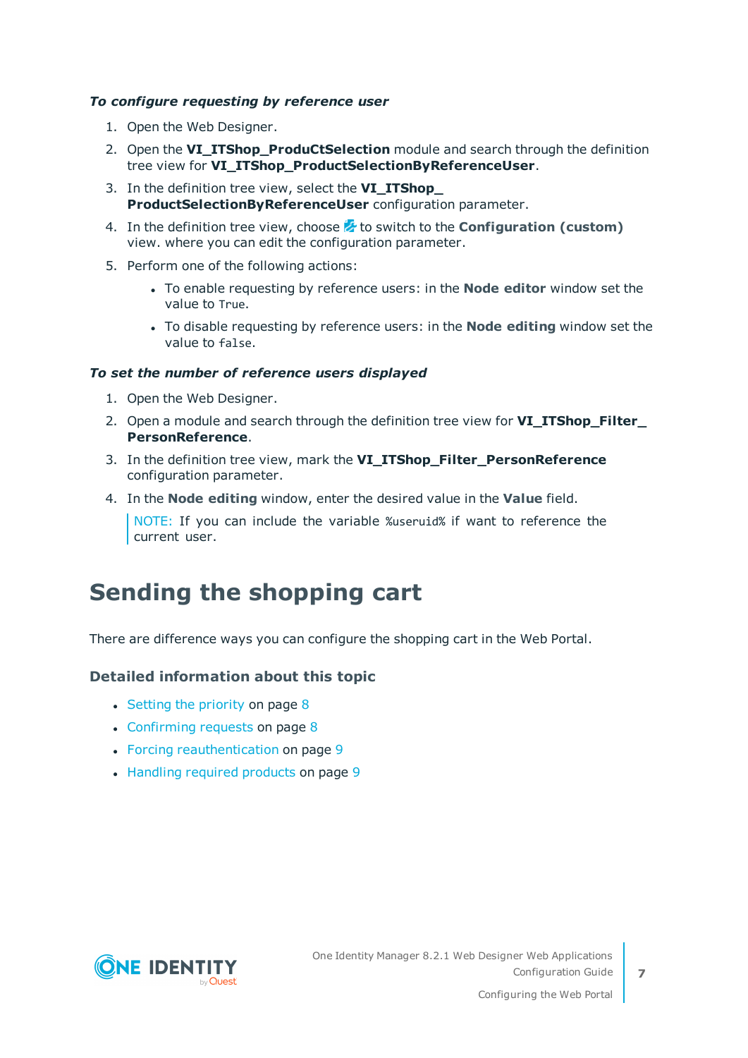***To configure requesting by reference user***

1. Open the Web Designer.
2. Open the **VI_ITShop_ProduCtSelection** module and search through the definition tree view for **VI_ITShop_ProductSelectionByReferenceUser**.
3. In the definition tree view, select the **VI_ITShop_ ProductSelectionByReferenceUser** configuration parameter.
4. In the definition tree view, choose to switch to the **Configuration (custom)** view. where you can edit the configuration parameter.
5. Perform one of the following actions:
   - To enable requesting by reference users: in the **Node editor** window set the value to `True`.
   - To disable requesting by reference users: in the **Node editing** window set the value to `false`.

***To set the number of reference users displayed***

1. Open the Web Designer.
2. Open a module and search through the definition tree view for **VI_ITShop_Filter_ PersonReference**.
3. In the definition tree view, mark the **VI_ITShop_Filter_PersonReference** configuration parameter.
4. In the **Node editing** window, enter the desired value in the **Value** field.

   NOTE: If you can include the variable `%useruid%` if want to reference the current user.

# Sending the shopping cart

There are difference ways you can configure the shopping cart in the Web Portal.

### Detailed information about this topic

- Setting the priority on page 8
- Confirming requests on page 8
- Forcing reauthentication on page 9
- Handling required products on page 9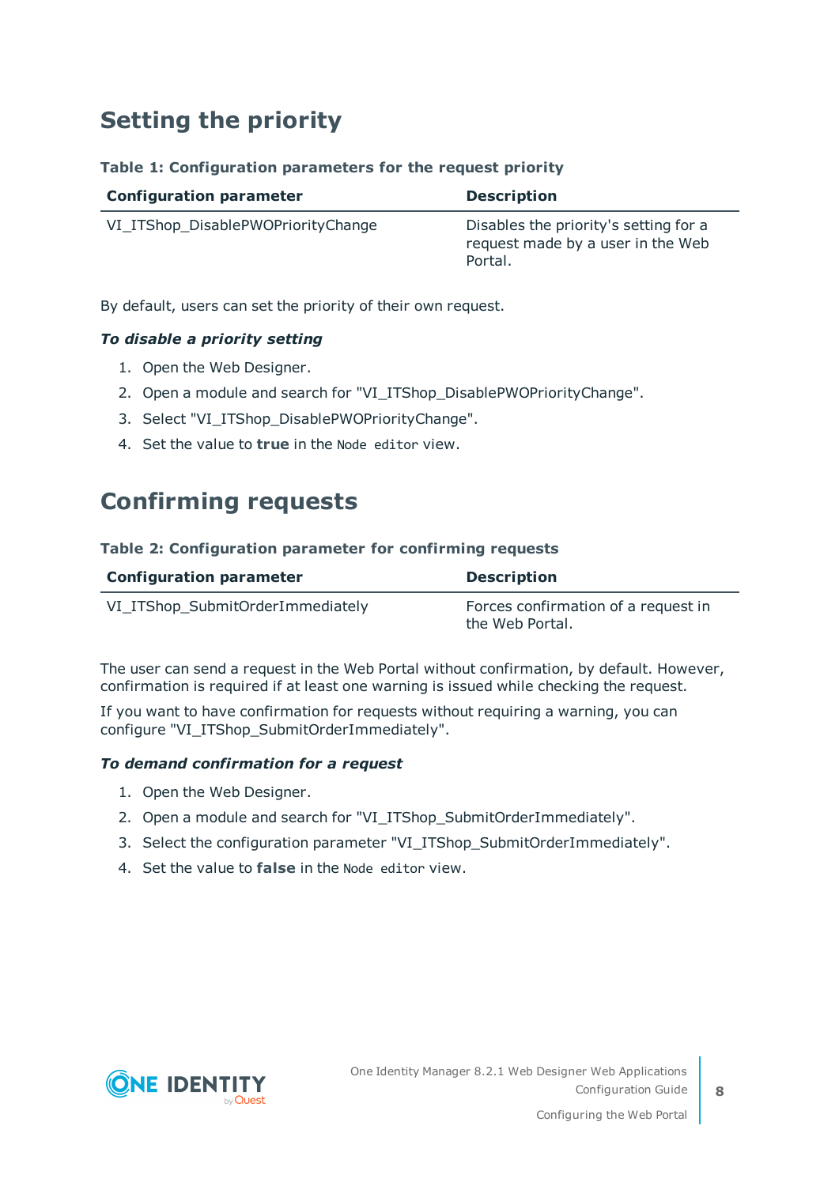## Setting the priority

**Table 1: Configuration parameters for the request priority**

| Configuration parameter | Description |
|---|---|
| VI_ITShop_DisablePWOPriorityChange | Disables the priority's setting for a request made by a user in the Web Portal. |

By default, users can set the priority of their own request.

***To disable a priority setting***

1. Open the Web Designer.
2. Open a module and search for "VI_ITShop_DisablePWOPriorityChange".
3. Select "VI_ITShop_DisablePWOPriorityChange".
4. Set the value to **true** in the `Node editor` view.

## Confirming requests

**Table 2: Configuration parameter for confirming requests**

| Configuration parameter | Description |
|---|---|
| VI_ITShop_SubmitOrderImmediately | Forces confirmation of a request in the Web Portal. |

The user can send a request in the Web Portal without confirmation, by default. However, confirmation is required if at least one warning is issued while checking the request.

If you want to have confirmation for requests without requiring a warning, you can configure "VI_ITShop_SubmitOrderImmediately".

***To demand confirmation for a request***

1. Open the Web Designer.
2. Open a module and search for "VI_ITShop_SubmitOrderImmediately".
3. Select the configuration parameter "VI_ITShop_SubmitOrderImmediately".
4. Set the value to **false** in the `Node editor` view.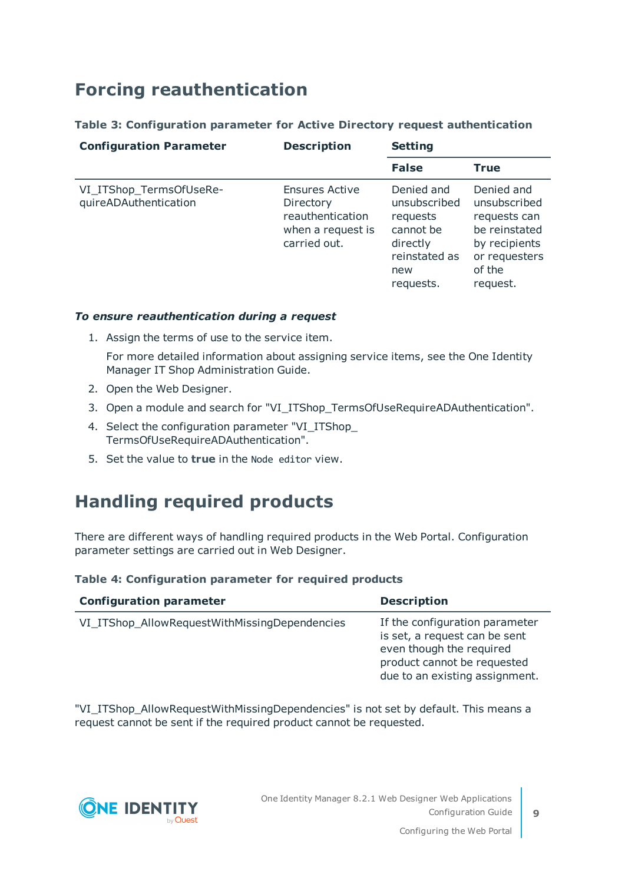## Forcing reauthentication

**Table 3: Configuration parameter for Active Directory request authentication**

| Configuration Parameter | Description | Setting | |
|---|---|---|---|
| | | **False** | **True** |
| VI_ITShop_TermsOfUseRequireADAuthentication | Ensures Active Directory reauthentication when a request is carried out. | Denied and unsubscribed requests cannot be directly reinstated as new requests. | Denied and unsubscribed requests can be reinstated by recipients or requesters of the request. |

***To ensure reauthentication during a request***

1. Assign the terms of use to the service item.

   For more detailed information about assigning service items, see the One Identity Manager IT Shop Administration Guide.
2. Open the Web Designer.
3. Open a module and search for "VI_ITShop_TermsOfUseRequireADAuthentication".
4. Select the configuration parameter "VI_ITShop_TermsOfUseRequireADAuthentication".
5. Set the value to **true** in the `Node editor` view.

## Handling required products

There are different ways of handling required products in the Web Portal. Configuration parameter settings are carried out in Web Designer.

**Table 4: Configuration parameter for required products**

| Configuration parameter | Description |
|---|---|
| VI_ITShop_AllowRequestWithMissingDependencies | If the configuration parameter is set, a request can be sent even though the required product cannot be requested due to an existing assignment. |

"VI_ITShop_AllowRequestWithMissingDependencies" is not set by default. This means a request cannot be sent if the required product cannot be requested.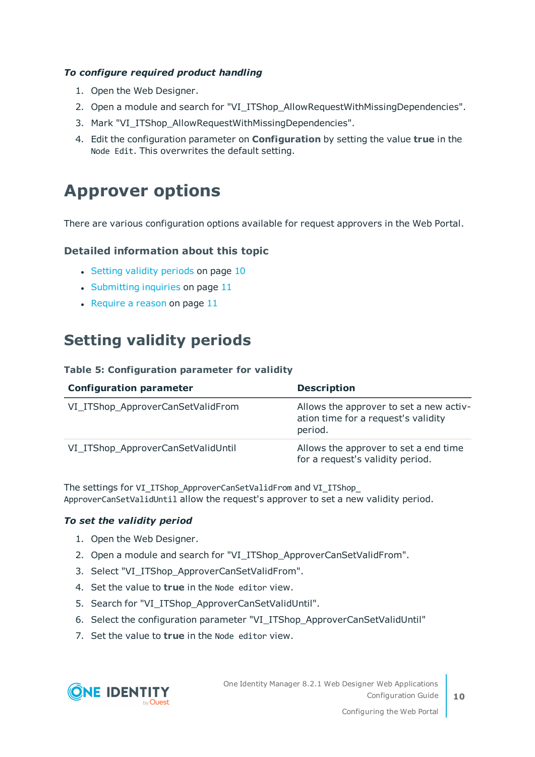*__To configure required product handling__*

1. Open the Web Designer.
2. Open a module and search for "VI_ITShop_AllowRequestWithMissingDependencies".
3. Mark "VI_ITShop_AllowRequestWithMissingDependencies".
4. Edit the configuration parameter on **Configuration** by setting the value **true** in the `Node Edit`. This overwrites the default setting.

# Approver options

There are various configuration options available for request approvers in the Web Portal.

### Detailed information about this topic

- Setting validity periods on page 10
- Submitting inquiries on page 11
- Require a reason on page 11

## Setting validity periods

**Table 5: Configuration parameter for validity**

| Configuration parameter | Description |
|---|---|
| VI_ITShop_ApproverCanSetValidFrom | Allows the approver to set a new activation time for a request's validity period. |
| VI_ITShop_ApproverCanSetValidUntil | Allows the approver to set a end time for a request's validity period. |

The settings for `VI_ITShop_ApproverCanSetValidFrom` and `VI_ITShop_ApproverCanSetValidUntil` allow the request's approver to set a new validity period.

*__To set the validity period__*

1. Open the Web Designer.
2. Open a module and search for "VI_ITShop_ApproverCanSetValidFrom".
3. Select "VI_ITShop_ApproverCanSetValidFrom".
4. Set the value to **true** in the `Node editor` view.
5. Search for "VI_ITShop_ApproverCanSetValidUntil".
6. Select the configuration parameter "VI_ITShop_ApproverCanSetValidUntil"
7. Set the value to **true** in the `Node editor` view.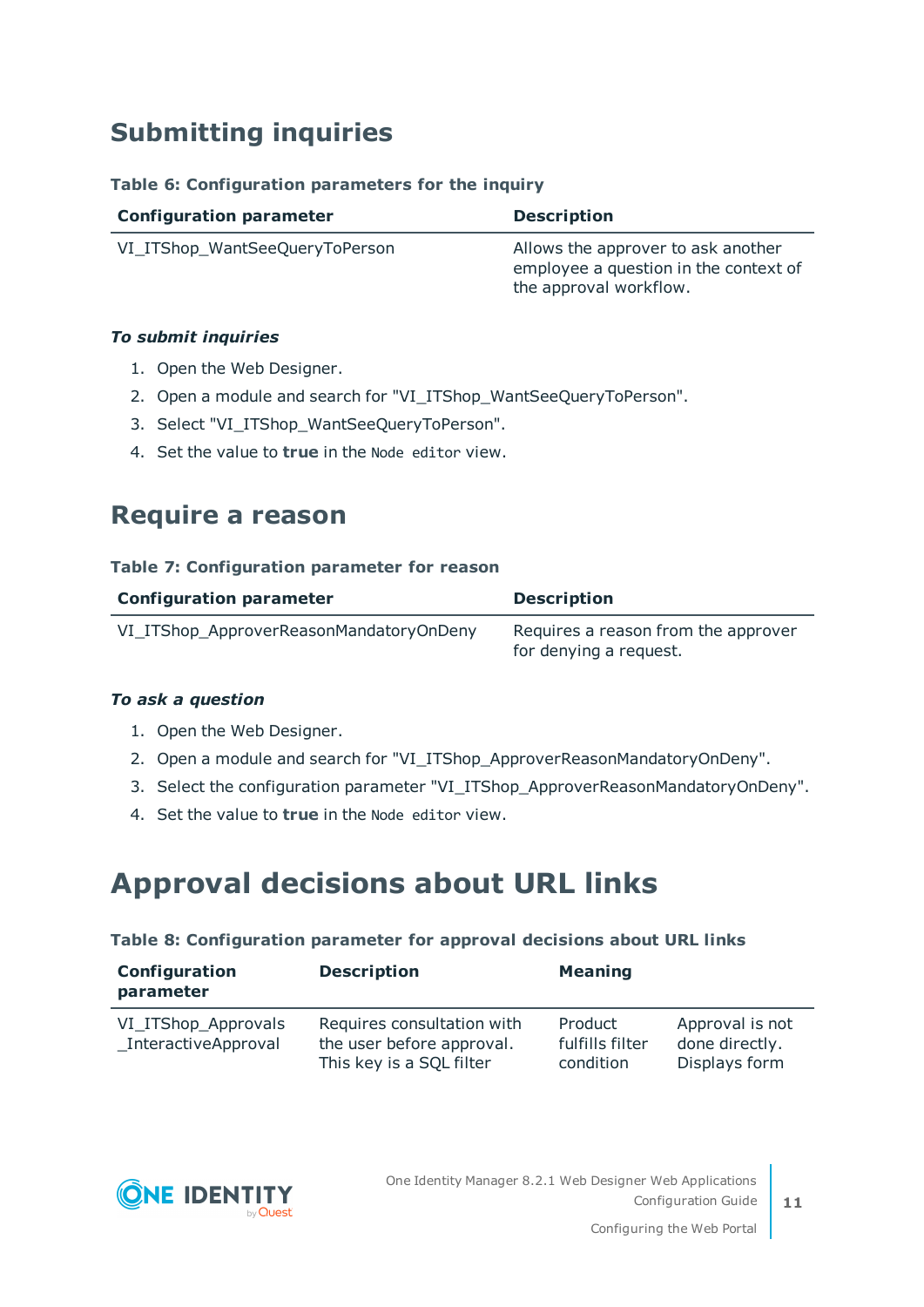## Submitting inquiries

**Table 6: Configuration parameters for the inquiry**

| Configuration parameter | Description |
|---|---|
| VI_ITShop_WantSeeQueryToPerson | Allows the approver to ask another employee a question in the context of the approval workflow. |

***To submit inquiries***

1. Open the Web Designer.
2. Open a module and search for "VI_ITShop_WantSeeQueryToPerson".
3. Select "VI_ITShop_WantSeeQueryToPerson".
4. Set the value to **true** in the `Node editor` view.

## Require a reason

**Table 7: Configuration parameter for reason**

| Configuration parameter | Description |
|---|---|
| VI_ITShop_ApproverReasonMandatoryOnDeny | Requires a reason from the approver for denying a request. |

***To ask a question***

1. Open the Web Designer.
2. Open a module and search for "VI_ITShop_ApproverReasonMandatoryOnDeny".
3. Select the configuration parameter "VI_ITShop_ApproverReasonMandatoryOnDeny".
4. Set the value to **true** in the `Node editor` view.

# Approval decisions about URL links

**Table 8: Configuration parameter for approval decisions about URL links**

| Configuration parameter | Description | Meaning | |
|---|---|---|---|
| VI_ITShop_Approvals_InteractiveApproval | Requires consultation with the user before approval. This key is a SQL filter | Product fulfills filter condition | Approval is not done directly. Displays form |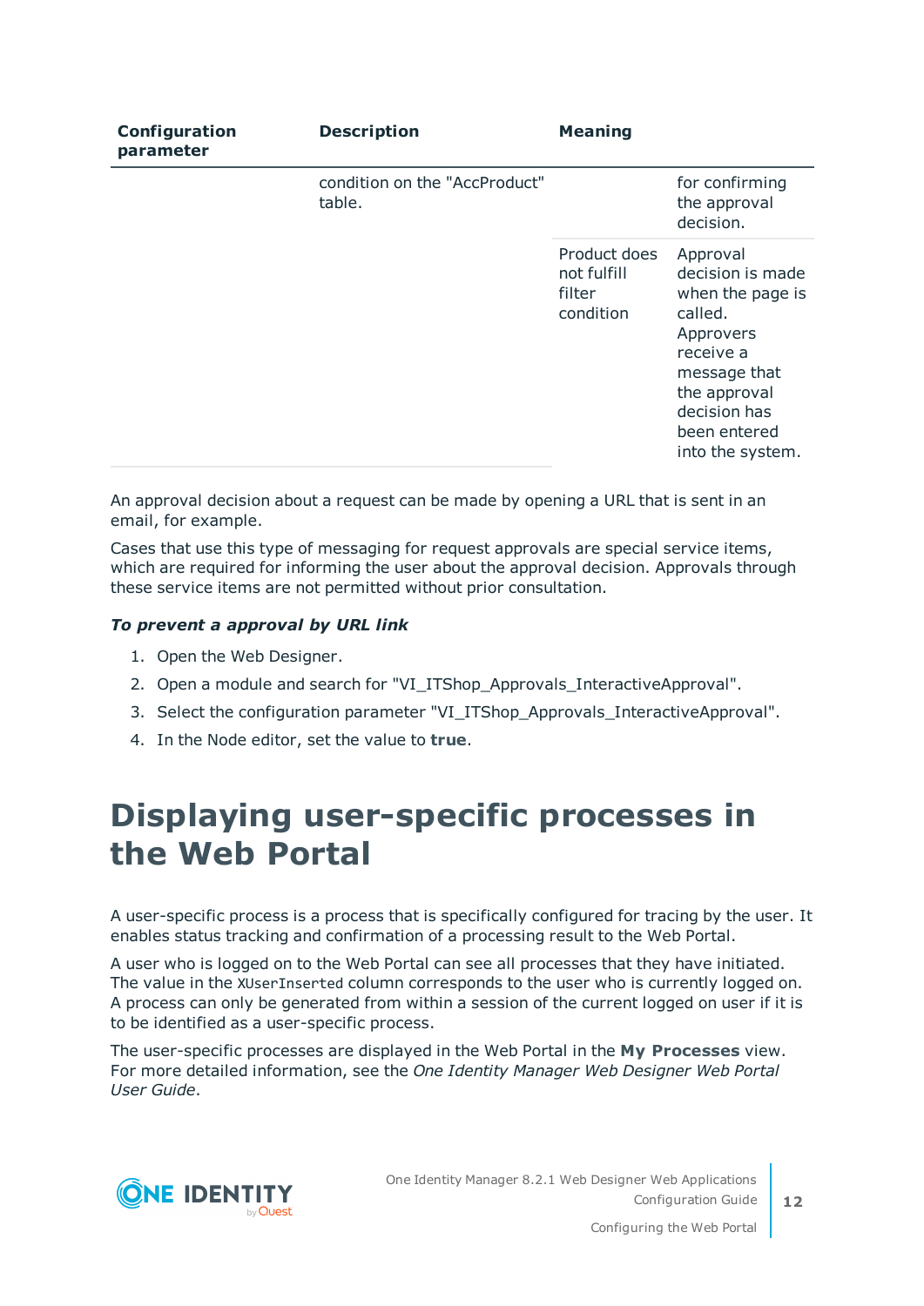| Configuration parameter | Description | Meaning | |
|---|---|---|---|
| | condition on the "AccProduct" table. | | for confirming the approval decision. |
| | | Product does not fulfill filter condition | Approval decision is made when the page is called. Approvers receive a message that the approval decision has been entered into the system. |

An approval decision about a request can be made by opening a URL that is sent in an email, for example.

Cases that use this type of messaging for request approvals are special service items, which are required for informing the user about the approval decision. Approvals through these service items are not permitted without prior consultation.

***To prevent a approval by URL link***

1. Open the Web Designer.
2. Open a module and search for "VI_ITShop_Approvals_InteractiveApproval".
3. Select the configuration parameter "VI_ITShop_Approvals_InteractiveApproval".
4. In the Node editor, set the value to **true**.

# Displaying user-specific processes in the Web Portal

A user-specific process is a process that is specifically configured for tracing by the user. It enables status tracking and confirmation of a processing result to the Web Portal.

A user who is logged on to the Web Portal can see all processes that they have initiated. The value in the `XUserInserted` column corresponds to the user who is currently logged on. A process can only be generated from within a session of the current logged on user if it is to be identified as a user-specific process.

The user-specific processes are displayed in the Web Portal in the **My Processes** view. For more detailed information, see the *One Identity Manager Web Designer Web Portal User Guide*.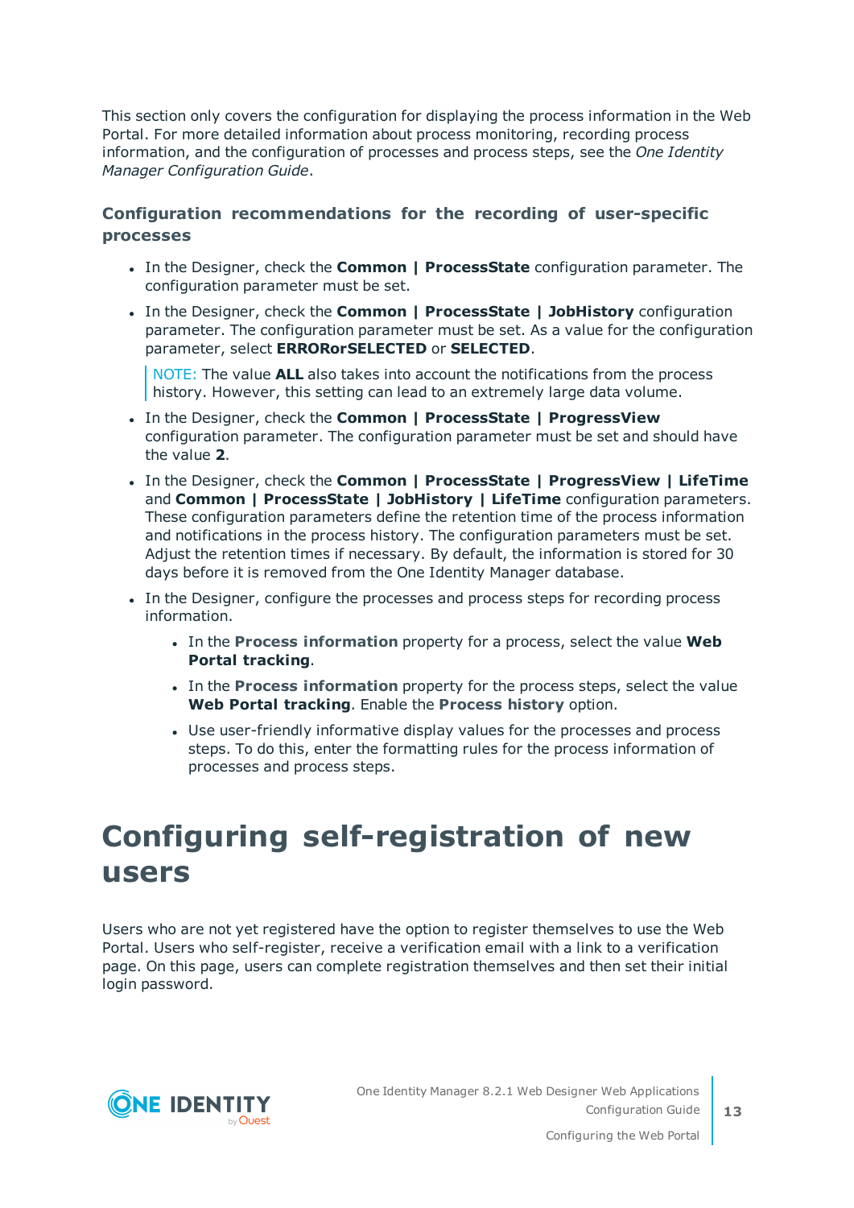This section only covers the configuration for displaying the process information in the Web Portal. For more detailed information about process monitoring, recording process information, and the configuration of processes and process steps, see the *One Identity Manager Configuration Guide*.

### Configuration recommendations for the recording of user-specific processes

- In the Designer, check the **Common | ProcessState** configuration parameter. The configuration parameter must be set.
- In the Designer, check the **Common | ProcessState | JobHistory** configuration parameter. The configuration parameter must be set. As a value for the configuration parameter, select **ERROROrSELECTED** or **SELECTED**.

  NOTE: The value **ALL** also takes into account the notifications from the process history. However, this setting can lead to an extremely large data volume.

- In the Designer, check the **Common | ProcessState | ProgressView** configuration parameter. The configuration parameter must be set and should have the value **2**.
- In the Designer, check the **Common | ProcessState | ProgressView | LifeTime** and **Common | ProcessState | JobHistory | LifeTime** configuration parameters. These configuration parameters define the retention time of the process information and notifications in the process history. The configuration parameters must be set. Adjust the retention times if necessary. By default, the information is stored for 30 days before it is removed from the One Identity Manager database.
- In the Designer, configure the processes and process steps for recording process information.
  - In the **Process information** property for a process, select the value **Web Portal tracking**.
  - In the **Process information** property for the process steps, select the value **Web Portal tracking**. Enable the **Process history** option.
  - Use user-friendly informative display values for the processes and process steps. To do this, enter the formatting rules for the process information of processes and process steps.

# Configuring self-registration of new users

Users who are not yet registered have the option to register themselves to use the Web Portal. Users who self-register, receive a verification email with a link to a verification page. On this page, users can complete registration themselves and then set their initial login password.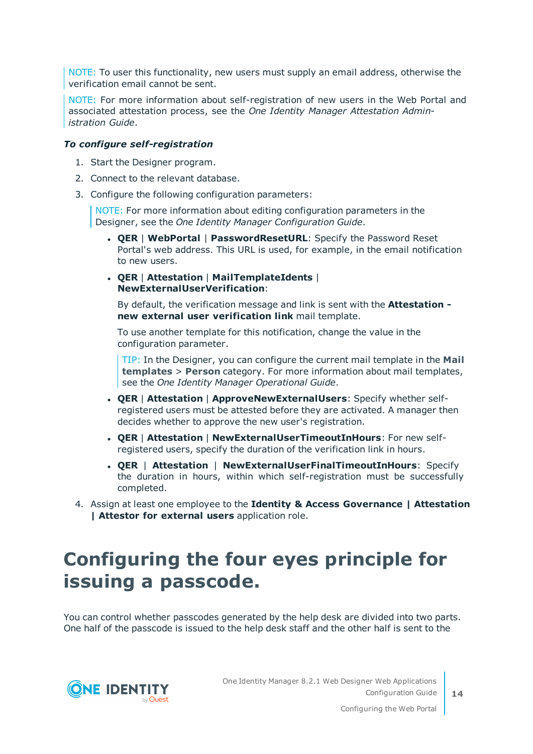NOTE: To user this functionality, new users must supply an email address, otherwise the verification email cannot be sent.

NOTE: For more information about self-registration of new users in the Web Portal and associated attestation process, see the *One Identity Manager Attestation Administration Guide*.

***To configure self-registration***

1. Start the Designer program.
2. Connect to the relevant database.
3. Configure the following configuration parameters:

   NOTE: For more information about editing configuration parameters in the Designer, see the *One Identity Manager Configuration Guide*.

   - **QER** | **WebPortal** | **PasswordResetURL**: Specify the Password Reset Portal's web address. This URL is used, for example, in the email notification to new users.
   - **QER** | **Attestation** | **MailTemplateIdents** | **NewExternalUserVerification**:

     By default, the verification message and link is sent with the **Attestation - new external user verification link** mail template.

     To use another template for this notification, change the value in the configuration parameter.

     TIP: In the Designer, you can configure the current mail template in the **Mail templates** > **Person** category. For more information about mail templates, see the *One Identity Manager Operational Guide*.
   - **QER** | **Attestation** | **ApproveNewExternalUsers**: Specify whether self-registered users must be attested before they are activated. A manager then decides whether to approve the new user's registration.
   - **QER** | **Attestation** | **NewExternalUserTimeoutInHours**: For new self-registered users, specify the duration of the verification link in hours.
   - **QER** | **Attestation** | **NewExternalUserFinalTimeoutInHours**: Specify the duration in hours, within which self-registration must be successfully completed.
4. Assign at least one employee to the **Identity & Access Governance | Attestation | Attestor for external users** application role.

# Configuring the four eyes principle for issuing a passcode.

You can control whether passcodes generated by the help desk are divided into two parts. One half of the passcode is issued to the help desk staff and the other half is sent to the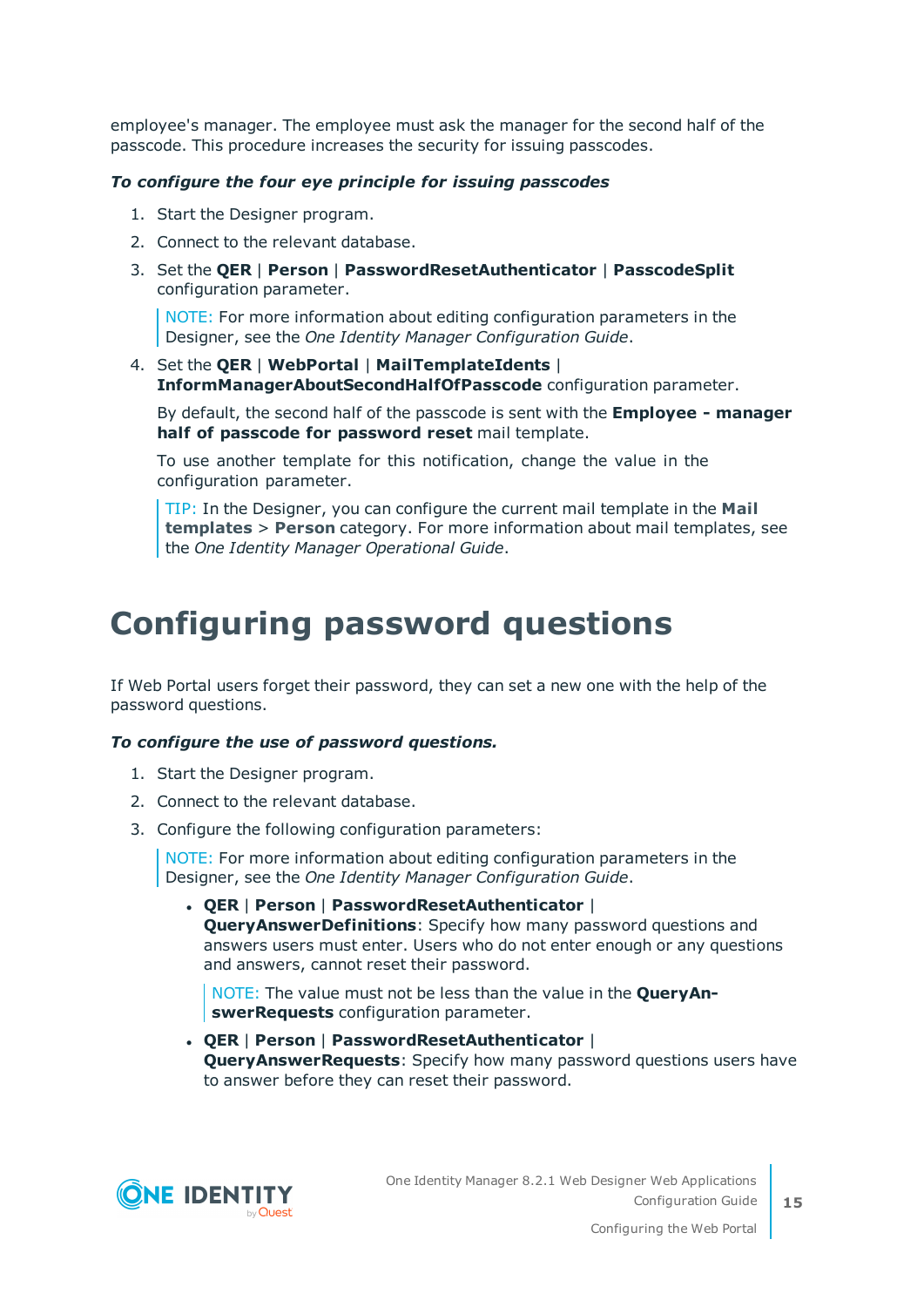employee's manager. The employee must ask the manager for the second half of the passcode. This procedure increases the security for issuing passcodes.

***To configure the four eye principle for issuing passcodes***

1. Start the Designer program.
2. Connect to the relevant database.
3. Set the **QER** | **Person** | **PasswordResetAuthenticator** | **PasscodeSplit** configuration parameter.

   NOTE: For more information about editing configuration parameters in the Designer, see the *One Identity Manager Configuration Guide*.

4. Set the **QER** | **WebPortal** | **MailTemplateIdents** | **InformManagerAboutSecondHalfOfPasscode** configuration parameter.

   By default, the second half of the passcode is sent with the **Employee - manager half of passcode for password reset** mail template.

   To use another template for this notification, change the value in the configuration parameter.

   TIP: In the Designer, you can configure the current mail template in the **Mail templates** > **Person** category. For more information about mail templates, see the *One Identity Manager Operational Guide*.

# Configuring password questions

If Web Portal users forget their password, they can set a new one with the help of the password questions.

***To configure the use of password questions.***

1. Start the Designer program.
2. Connect to the relevant database.
3. Configure the following configuration parameters:

   NOTE: For more information about editing configuration parameters in the Designer, see the *One Identity Manager Configuration Guide*.

   - **QER** | **Person** | **PasswordResetAuthenticator** | **QueryAnswerDefinitions**: Specify how many password questions and answers users must enter. Users who do not enter enough or any questions and answers, cannot reset their password.

     NOTE: The value must not be less than the value in the **QueryAnswerRequests** configuration parameter.

   - **QER** | **Person** | **PasswordResetAuthenticator** | **QueryAnswerRequests**: Specify how many password questions users have to answer before they can reset their password.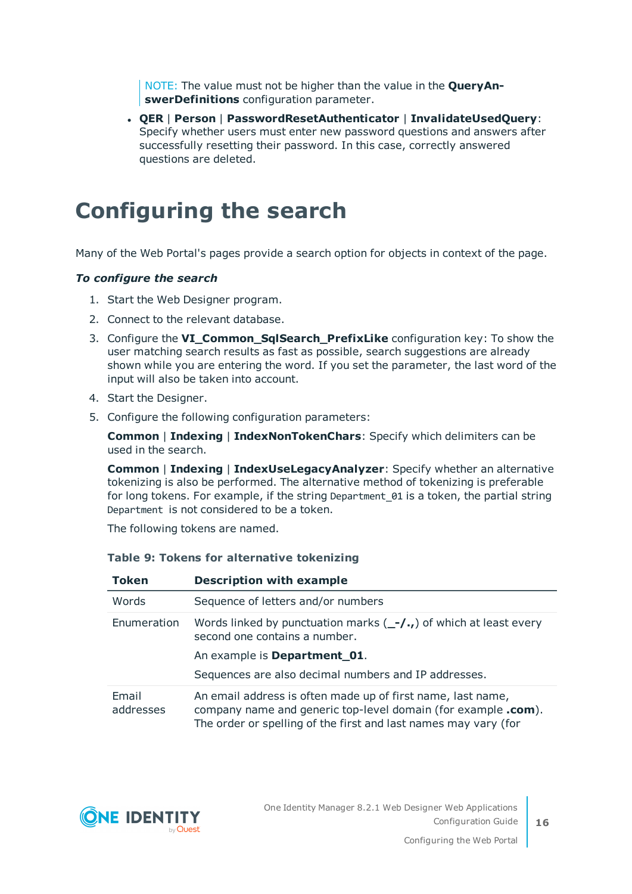NOTE: The value must not be higher than the value in the **QueryAnswerDefinitions** configuration parameter.

- **QER** | **Person** | **PasswordResetAuthenticator** | **InvalidateUsedQuery**: Specify whether users must enter new password questions and answers after successfully resetting their password. In this case, correctly answered questions are deleted.

# Configuring the search

Many of the Web Portal's pages provide a search option for objects in context of the page.

***To configure the search***

1. Start the Web Designer program.
2. Connect to the relevant database.
3. Configure the **VI_Common_SqlSearch_PrefixLike** configuration key: To show the user matching search results as fast as possible, search suggestions are already shown while you are entering the word. If you set the parameter, the last word of the input will also be taken into account.
4. Start the Designer.
5. Configure the following configuration parameters:

   **Common** | **Indexing** | **IndexNonTokenChars**: Specify which delimiters can be used in the search.

   **Common** | **Indexing** | **IndexUseLegacyAnalyzer**: Specify whether an alternative tokenizing is also be performed. The alternative method of tokenizing is preferable for long tokens. For example, if the string `Department_01` is a token, the partial string `Department` is not considered to be a token.

   The following tokens are named.

   **Table 9: Tokens for alternative tokenizing**

| Token | Description with example |
| --- | --- |
| Words | Sequence of letters and/or numbers |
| Enumeration | Words linked by punctuation marks (**_-/.,**) of which at least every second one contains a number.<br><br>An example is **Department_01**.<br><br>Sequences are also decimal numbers and IP addresses. |
| Email addresses | An email address is often made up of first name, last name, company name and generic top-level domain (for example **.com**). The order or spelling of the first and last names may vary (for |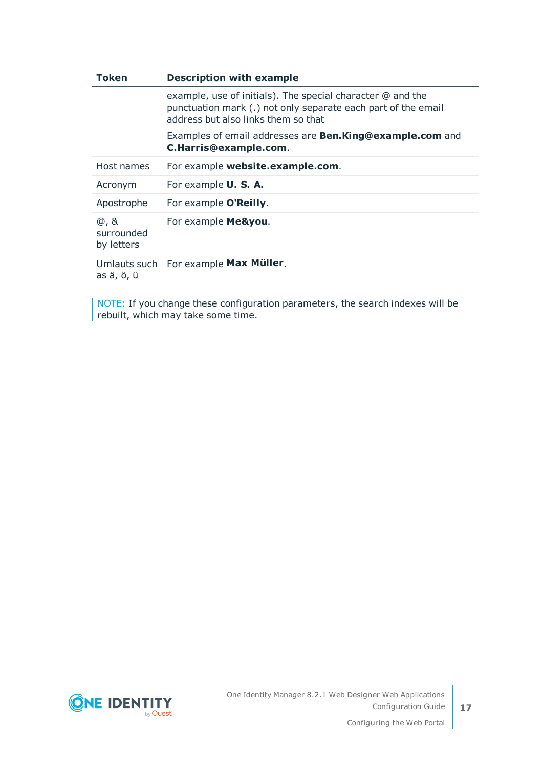| Token | Description with example |
|---|---|
| | example, use of initials). The special character @ and the punctuation mark (.) not only separate each part of the email address but also links them so that<br><br>Examples of email addresses are **Ben.King@example.com** and **C.Harris@example.com**. |
| Host names | For example **website.example.com**. |
| Acronym | For example **U. S. A.** |
| Apostrophe | For example **O'Reilly**. |
| @, & surrounded by letters | For example **Me&you**. |
| Umlauts such as ä, ö, ü | For example **Max Müller**. |

NOTE: If you change these configuration parameters, the search indexes will be rebuilt, which may take some time.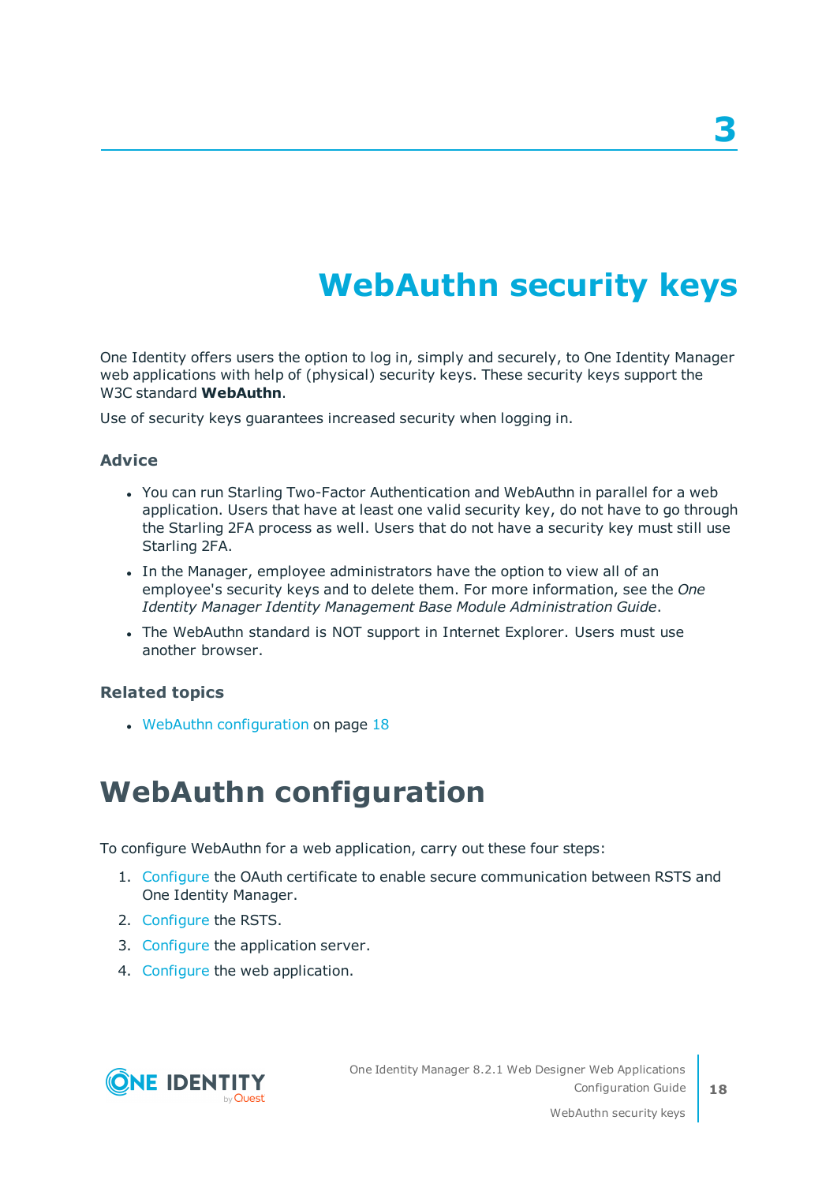# 3

# WebAuthn security keys

One Identity offers users the option to log in, simply and securely, to One Identity Manager web applications with help of (physical) security keys. These security keys support the W3C standard **WebAuthn**.

Use of security keys guarantees increased security when logging in.

### Advice

- You can run Starling Two-Factor Authentication and WebAuthn in parallel for a web application. Users that have at least one valid security key, do not have to go through the Starling 2FA process as well. Users that do not have a security key must still use Starling 2FA.
- In the Manager, employee administrators have the option to view all of an employee's security keys and to delete them. For more information, see the *One Identity Manager Identity Management Base Module Administration Guide*.
- The WebAuthn standard is NOT support in Internet Explorer. Users must use another browser.

### Related topics

- WebAuthn configuration on page 18

## WebAuthn configuration

To configure WebAuthn for a web application, carry out these four steps:

1. Configure the OAuth certificate to enable secure communication between RSTS and One Identity Manager.
2. Configure the RSTS.
3. Configure the application server.
4. Configure the web application.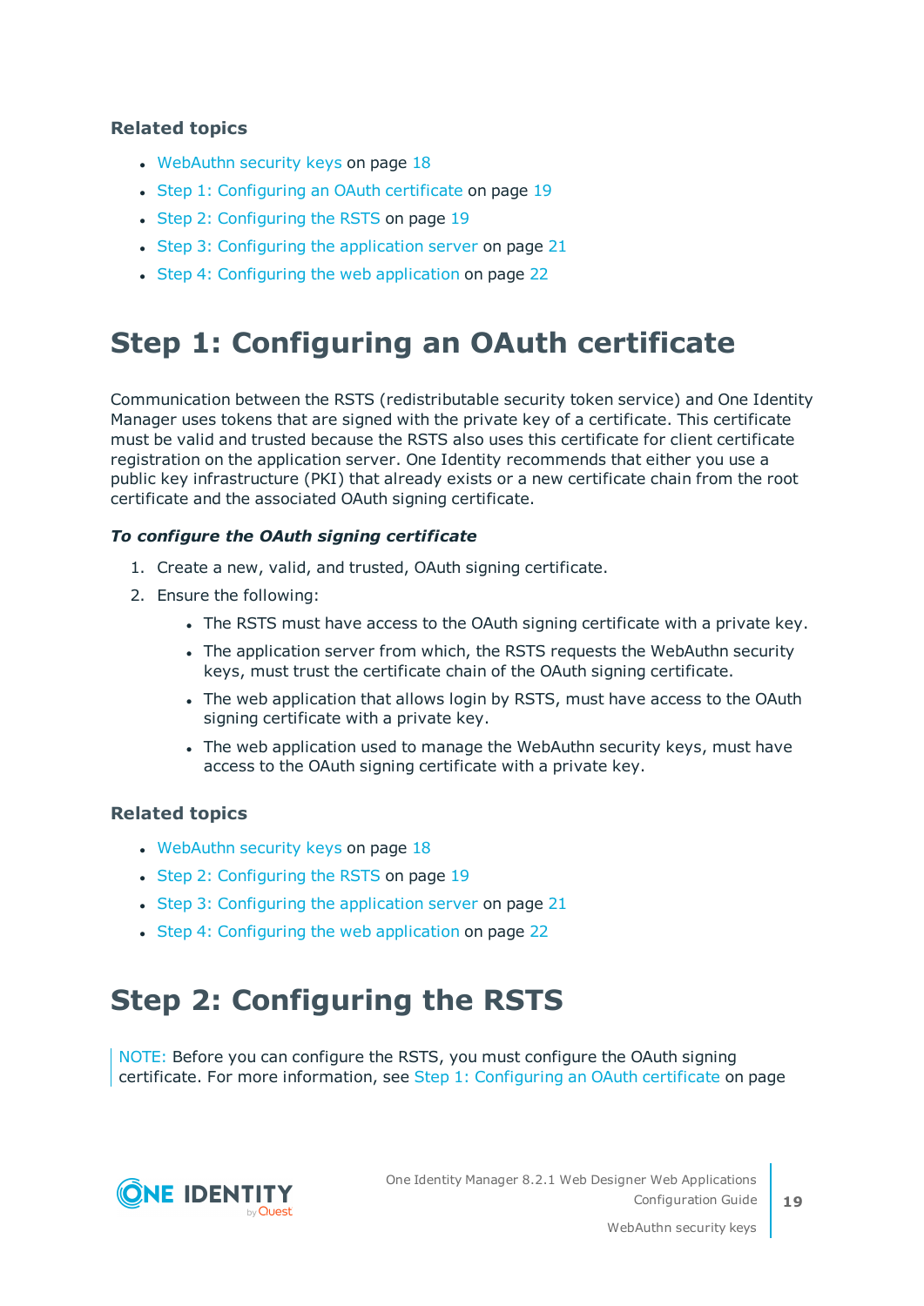### Related topics

- WebAuthn security keys on page 18
- Step 1: Configuring an OAuth certificate on page 19
- Step 2: Configuring the RSTS on page 19
- Step 3: Configuring the application server on page 21
- Step 4: Configuring the web application on page 22

# Step 1: Configuring an OAuth certificate

Communication between the RSTS (redistributable security token service) and One Identity Manager uses tokens that are signed with the private key of a certificate. This certificate must be valid and trusted because the RSTS also uses this certificate for client certificate registration on the application server. One Identity recommends that either you use a public key infrastructure (PKI) that already exists or a new certificate chain from the root certificate and the associated OAuth signing certificate.

***To configure the OAuth signing certificate***

1. Create a new, valid, and trusted, OAuth signing certificate.
2. Ensure the following:
    - The RSTS must have access to the OAuth signing certificate with a private key.
    - The application server from which, the RSTS requests the WebAuthn security keys, must trust the certificate chain of the OAuth signing certificate.
    - The web application that allows login by RSTS, must have access to the OAuth signing certificate with a private key.
    - The web application used to manage the WebAuthn security keys, must have access to the OAuth signing certificate with a private key.

### Related topics

- WebAuthn security keys on page 18
- Step 2: Configuring the RSTS on page 19
- Step 3: Configuring the application server on page 21
- Step 4: Configuring the web application on page 22

# Step 2: Configuring the RSTS

NOTE: Before you can configure the RSTS, you must configure the OAuth signing certificate. For more information, see Step 1: Configuring an OAuth certificate on page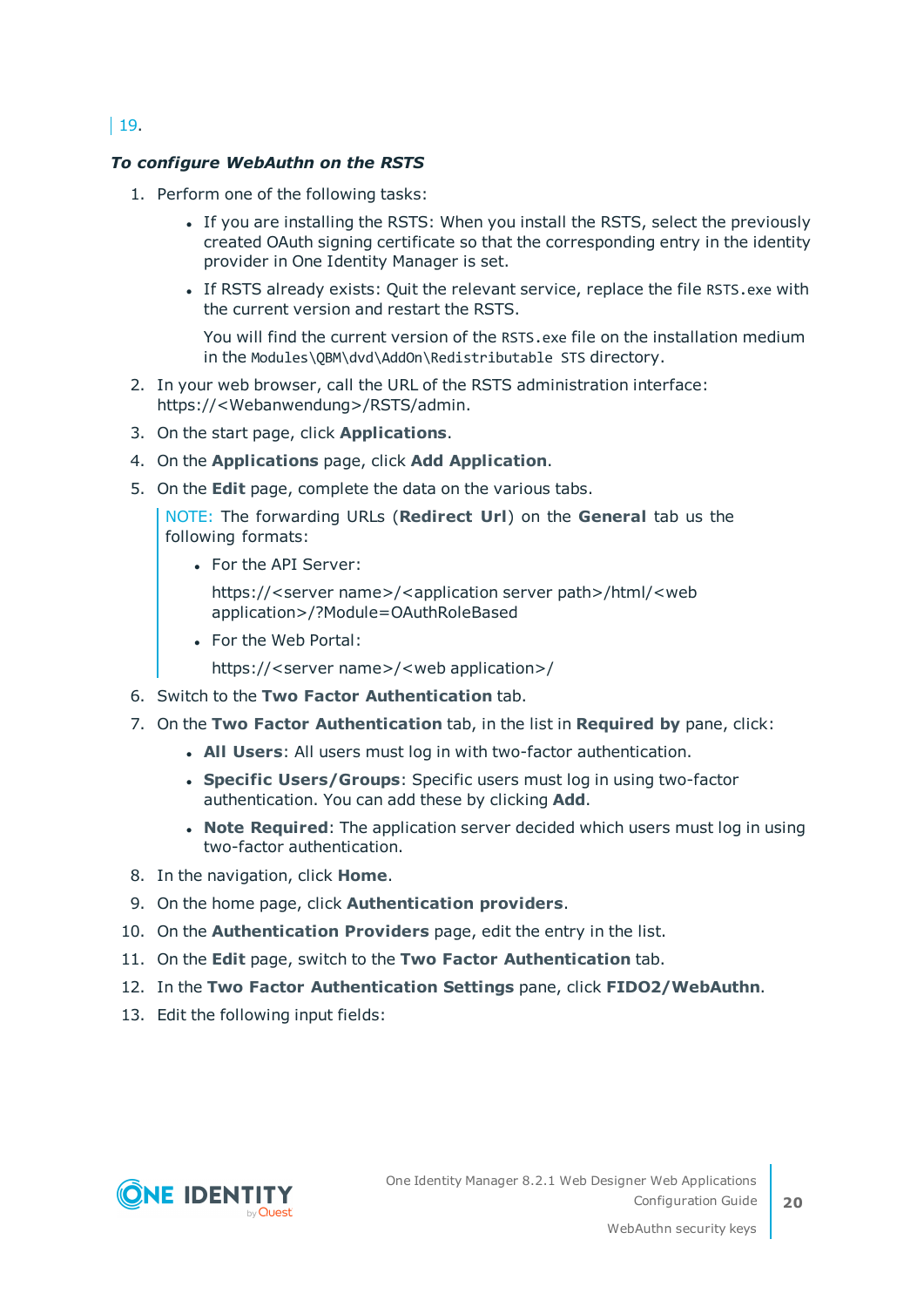19.

*To configure WebAuthn on the RSTS*

1. Perform one of the following tasks:
   - If you are installing the RSTS: When you install the RSTS, select the previously created OAuth signing certificate so that the corresponding entry in the identity provider in One Identity Manager is set.
   - If RSTS already exists: Quit the relevant service, replace the file `RSTS.exe` with the current version and restart the RSTS.

     You will find the current version of the `RSTS.exe` file on the installation medium in the `Modules\QBM\dvd\AddOn\Redistributable STS` directory.
2. In your web browser, call the URL of the RSTS administration interface: https://<Webanwendung>/RSTS/admin.
3. On the start page, click **Applications**.
4. On the **Applications** page, click **Add Application**.
5. On the **Edit** page, complete the data on the various tabs.

   NOTE: The forwarding URLs (**Redirect Url**) on the **General** tab us the following formats:

   - For the API Server:

     https://<server name>/<application server path>/html/<web application>/?Module=OAuthRoleBased
   - For the Web Portal:

     https://<server name>/<web application>/
6. Switch to the **Two Factor Authentication** tab.
7. On the **Two Factor Authentication** tab, in the list in **Required by** pane, click:
   - **All Users**: All users must log in with two-factor authentication.
   - **Specific Users/Groups**: Specific users must log in using two-factor authentication. You can add these by clicking **Add**.
   - **Note Required**: The application server decided which users must log in using two-factor authentication.
8. In the navigation, click **Home**.
9. On the home page, click **Authentication providers**.
10. On the **Authentication Providers** page, edit the entry in the list.
11. On the **Edit** page, switch to the **Two Factor Authentication** tab.
12. In the **Two Factor Authentication Settings** pane, click **FIDO2/WebAuthn**.
13. Edit the following input fields: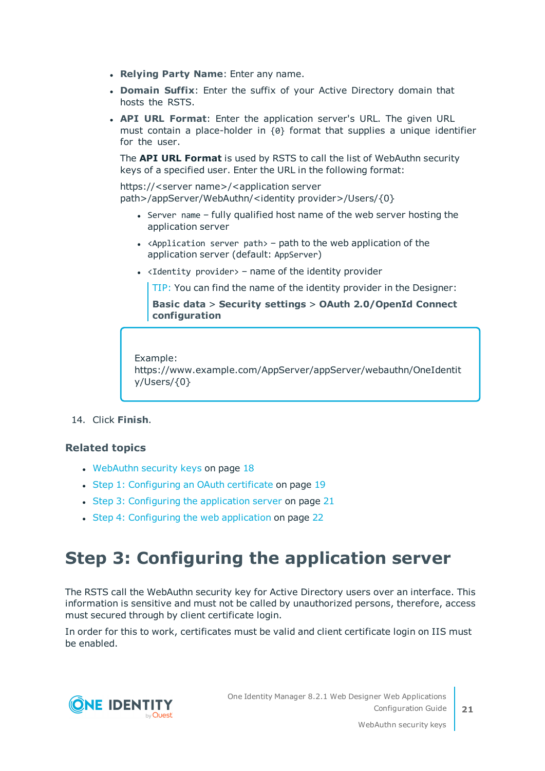- **Relying Party Name**: Enter any name.
- **Domain Suffix**: Enter the suffix of your Active Directory domain that hosts the RSTS.
- **API URL Format**: Enter the application server's URL. The given URL must contain a place-holder in `{0}` format that supplies a unique identifier for the user.

  The **API URL Format** is used by RSTS to call the list of WebAuthn security keys of a specified user. Enter the URL in the following format:

  https://<server name>/<application server path>/appServer/WebAuthn/<identity provider>/Users/{0}

  - `Server name` – fully qualified host name of the web server hosting the application server
  - `<Application server path>` – path to the web application of the application server (default: `AppServer`)
  - `<Identity provider>` – name of the identity provider

    TIP: You can find the name of the identity provider in the Designer:

    **Basic data** > **Security settings** > **OAuth 2.0/OpenId Connect configuration**

  Example:
  https://www.example.com/AppServer/appServer/webauthn/OneIdentity/Users/{0}

14. Click **Finish**.

### Related topics

- WebAuthn security keys on page 18
- Step 1: Configuring an OAuth certificate on page 19
- Step 3: Configuring the application server on page 21
- Step 4: Configuring the web application on page 22

# Step 3: Configuring the application server

The RSTS call the WebAuthn security key for Active Directory users over an interface. This information is sensitive and must not be called by unauthorized persons, therefore, access must secured through by client certificate login.

In order for this to work, certificates must be valid and client certificate login on IIS must be enabled.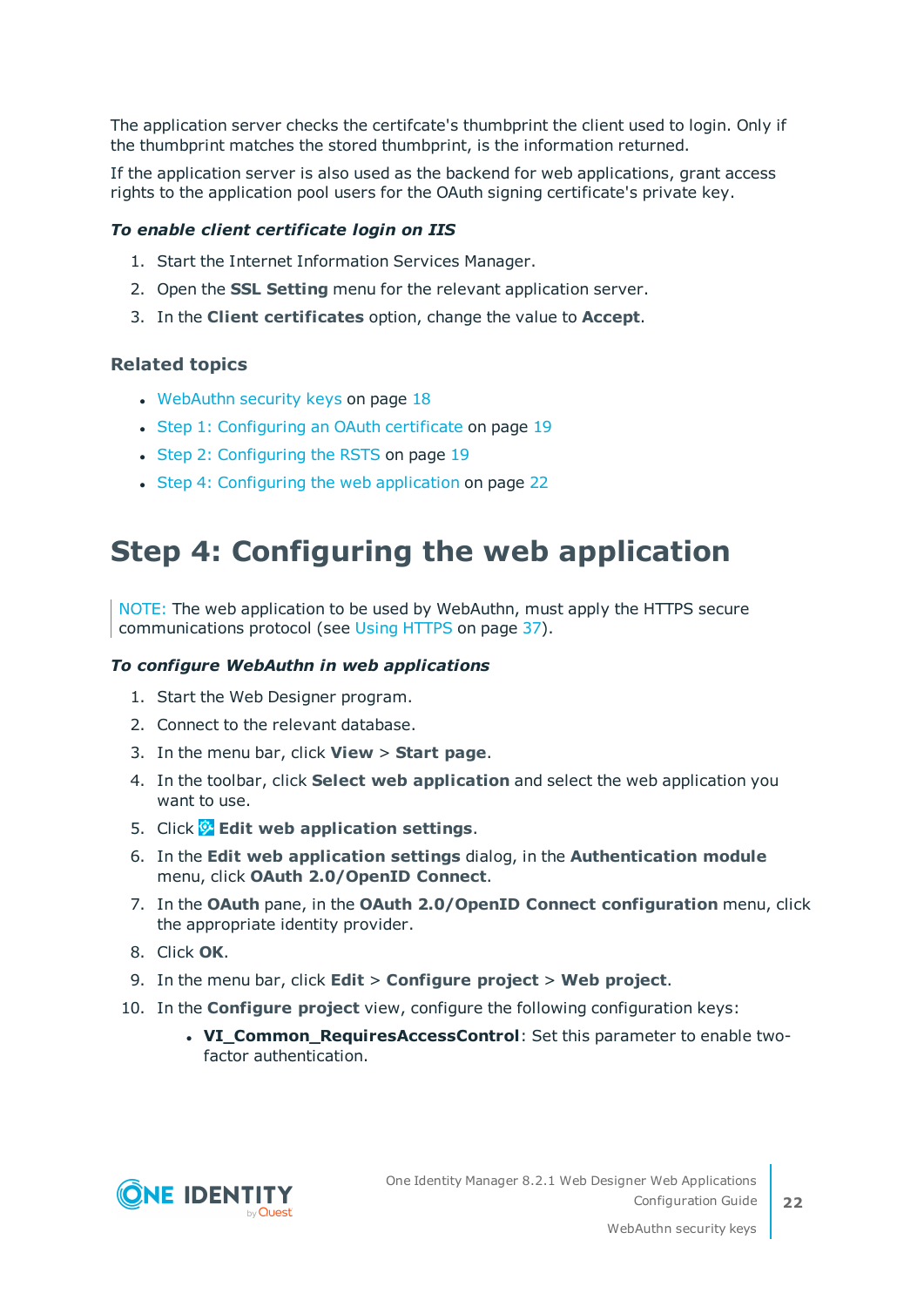The application server checks the certifcate's thumbprint the client used to login. Only if the thumbprint matches the stored thumbprint, is the information returned.

If the application server is also used as the backend for web applications, grant access rights to the application pool users for the OAuth signing certificate's private key.

***To enable client certificate login on IIS***

1. Start the Internet Information Services Manager.
2. Open the **SSL Setting** menu for the relevant application server.
3. In the **Client certificates** option, change the value to **Accept**.

### Related topics

- WebAuthn security keys on page 18
- Step 1: Configuring an OAuth certificate on page 19
- Step 2: Configuring the RSTS on page 19
- Step 4: Configuring the web application on page 22

# Step 4: Configuring the web application

NOTE: The web application to be used by WebAuthn, must apply the HTTPS secure communications protocol (see Using HTTPS on page 37).

***To configure WebAuthn in web applications***

1. Start the Web Designer program.
2. Connect to the relevant database.
3. In the menu bar, click **View** > **Start page**.
4. In the toolbar, click **Select web application** and select the web application you want to use.
5. Click **Edit web application settings**.
6. In the **Edit web application settings** dialog, in the **Authentication module** menu, click **OAuth 2.0/OpenID Connect**.
7. In the **OAuth** pane, in the **OAuth 2.0/OpenID Connect configuration** menu, click the appropriate identity provider.
8. Click **OK**.
9. In the menu bar, click **Edit** > **Configure project** > **Web project**.
10. In the **Configure project** view, configure the following configuration keys:
    - **VI_Common_RequiresAccessControl**: Set this parameter to enable two-factor authentication.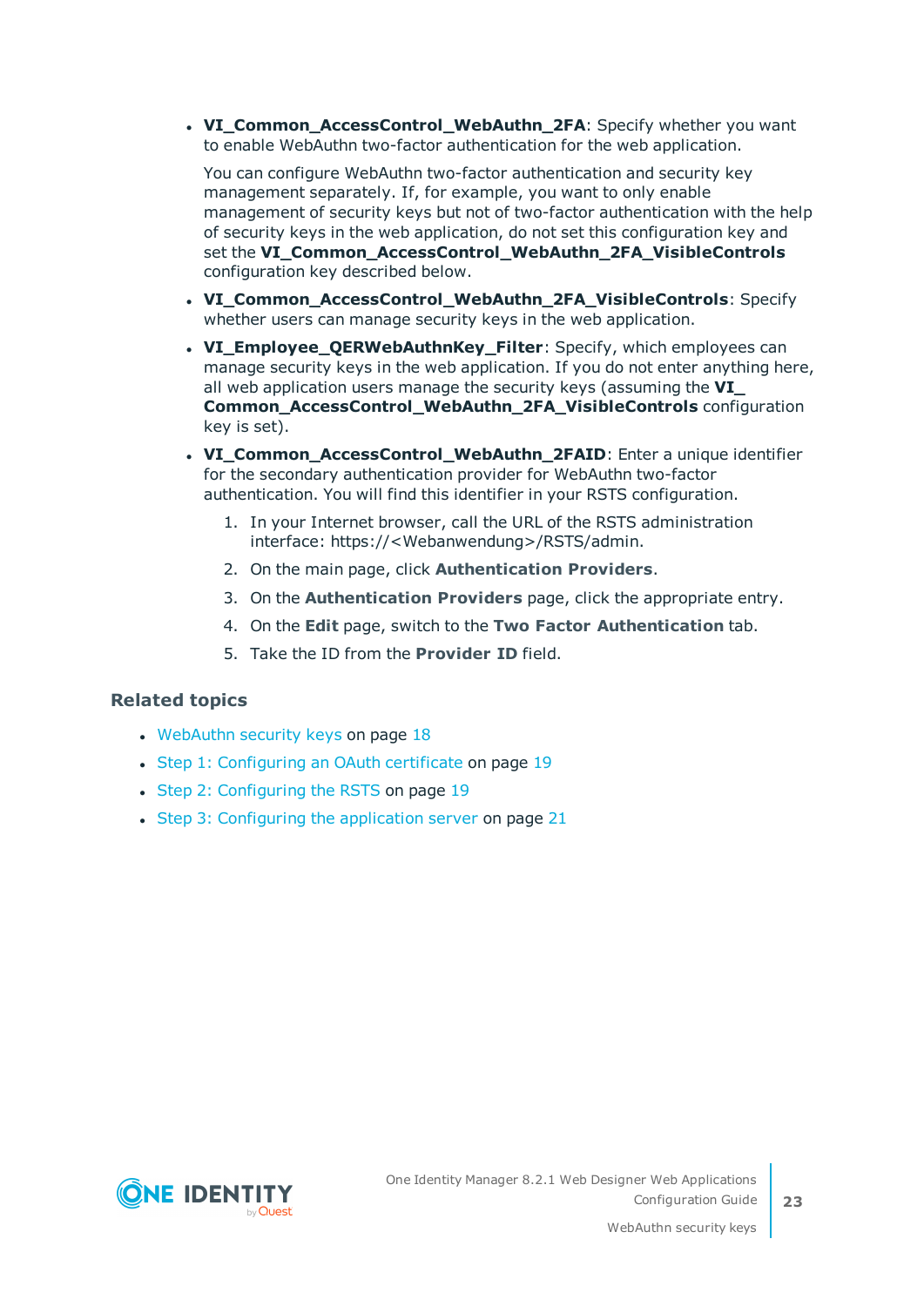- **VI_Common_AccessControl_WebAuthn_2FA**: Specify whether you want to enable WebAuthn two-factor authentication for the web application.

  You can configure WebAuthn two-factor authentication and security key management separately. If, for example, you want to only enable management of security keys but not of two-factor authentication with the help of security keys in the web application, do not set this configuration key and set the **VI_Common_AccessControl_WebAuthn_2FA_VisibleControls** configuration key described below.

- **VI_Common_AccessControl_WebAuthn_2FA_VisibleControls**: Specify whether users can manage security keys in the web application.
- **VI_Employee_QERWebAuthnKey_Filter**: Specify, which employees can manage security keys in the web application. If you do not enter anything here, all web application users manage the security keys (assuming the **VI_Common_AccessControl_WebAuthn_2FA_VisibleControls** configuration key is set).
- **VI_Common_AccessControl_WebAuthn_2FAID**: Enter a unique identifier for the secondary authentication provider for WebAuthn two-factor authentication. You will find this identifier in your RSTS configuration.
  1. In your Internet browser, call the URL of the RSTS administration interface: https://<Webanwendung>/RSTS/admin.
  2. On the main page, click **Authentication Providers**.
  3. On the **Authentication Providers** page, click the appropriate entry.
  4. On the **Edit** page, switch to the **Two Factor Authentication** tab.
  5. Take the ID from the **Provider ID** field.

## Related topics

- WebAuthn security keys on page 18
- Step 1: Configuring an OAuth certificate on page 19
- Step 2: Configuring the RSTS on page 19
- Step 3: Configuring the application server on page 21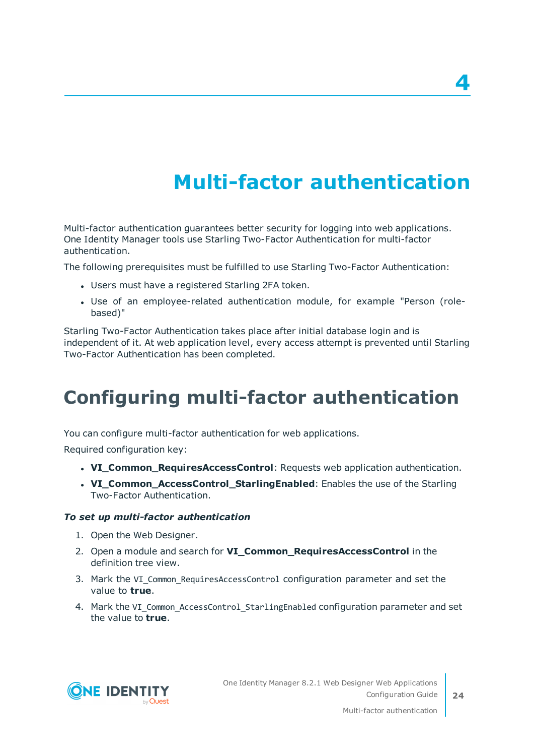# 4 Multi-factor authentication

Multi-factor authentication guarantees better security for logging into web applications. One Identity Manager tools use Starling Two-Factor Authentication for multi-factor authentication.

The following prerequisites must be fulfilled to use Starling Two-Factor Authentication:

- Users must have a registered Starling 2FA token.
- Use of an employee-related authentication module, for example "Person (role-based)"

Starling Two-Factor Authentication takes place after initial database login and is independent of it. At web application level, every access attempt is prevented until Starling Two-Factor Authentication has been completed.

## Configuring multi-factor authentication

You can configure multi-factor authentication for web applications.

Required configuration key:

- **VI_Common_RequiresAccessControl**: Requests web application authentication.
- **VI_Common_AccessControl_StarlingEnabled**: Enables the use of the Starling Two-Factor Authentication.

***To set up multi-factor authentication***

1. Open the Web Designer.
2. Open a module and search for **VI_Common_RequiresAccessControl** in the definition tree view.
3. Mark the `VI_Common_RequiresAccessControl` configuration parameter and set the value to **true**.
4. Mark the `VI_Common_AccessControl_StarlingEnabled` configuration parameter and set the value to **true**.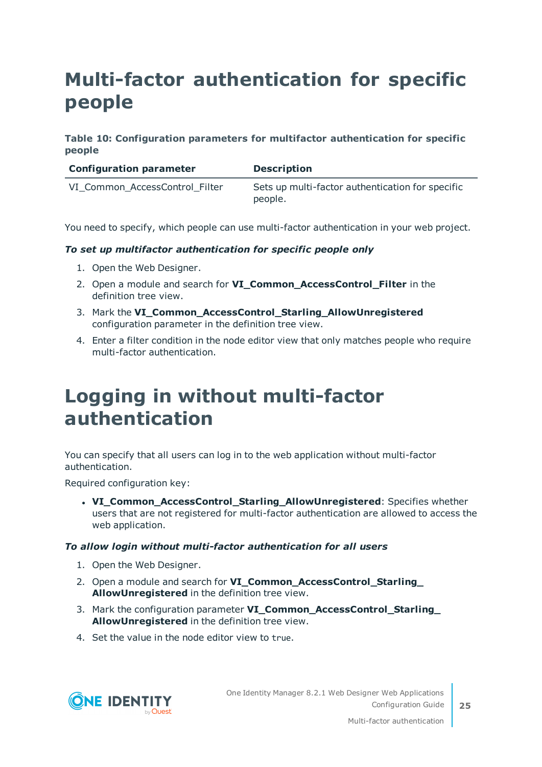# Multi-factor authentication for specific people

**Table 10: Configuration parameters for multifactor authentication for specific people**

| Configuration parameter | Description |
|---|---|
| VI_Common_AccessControl_Filter | Sets up multi-factor authentication for specific people. |

You need to specify, which people can use multi-factor authentication in your web project.

***To set up multifactor authentication for specific people only***

1. Open the Web Designer.
2. Open a module and search for **VI_Common_AccessControl_Filter** in the definition tree view.
3. Mark the **VI_Common_AccessControl_Starling_AllowUnregistered** configuration parameter in the definition tree view.
4. Enter a filter condition in the node editor view that only matches people who require multi-factor authentication.

# Logging in without multi-factor authentication

You can specify that all users can log in to the web application without multi-factor authentication.

Required configuration key:

- **VI_Common_AccessControl_Starling_AllowUnregistered**: Specifies whether users that are not registered for multi-factor authentication are allowed to access the web application.

***To allow login without multi-factor authentication for all users***

1. Open the Web Designer.
2. Open a module and search for **VI_Common_AccessControl_Starling_AllowUnregistered** in the definition tree view.
3. Mark the configuration parameter **VI_Common_AccessControl_Starling_AllowUnregistered** in the definition tree view.
4. Set the value in the node editor view to `true`.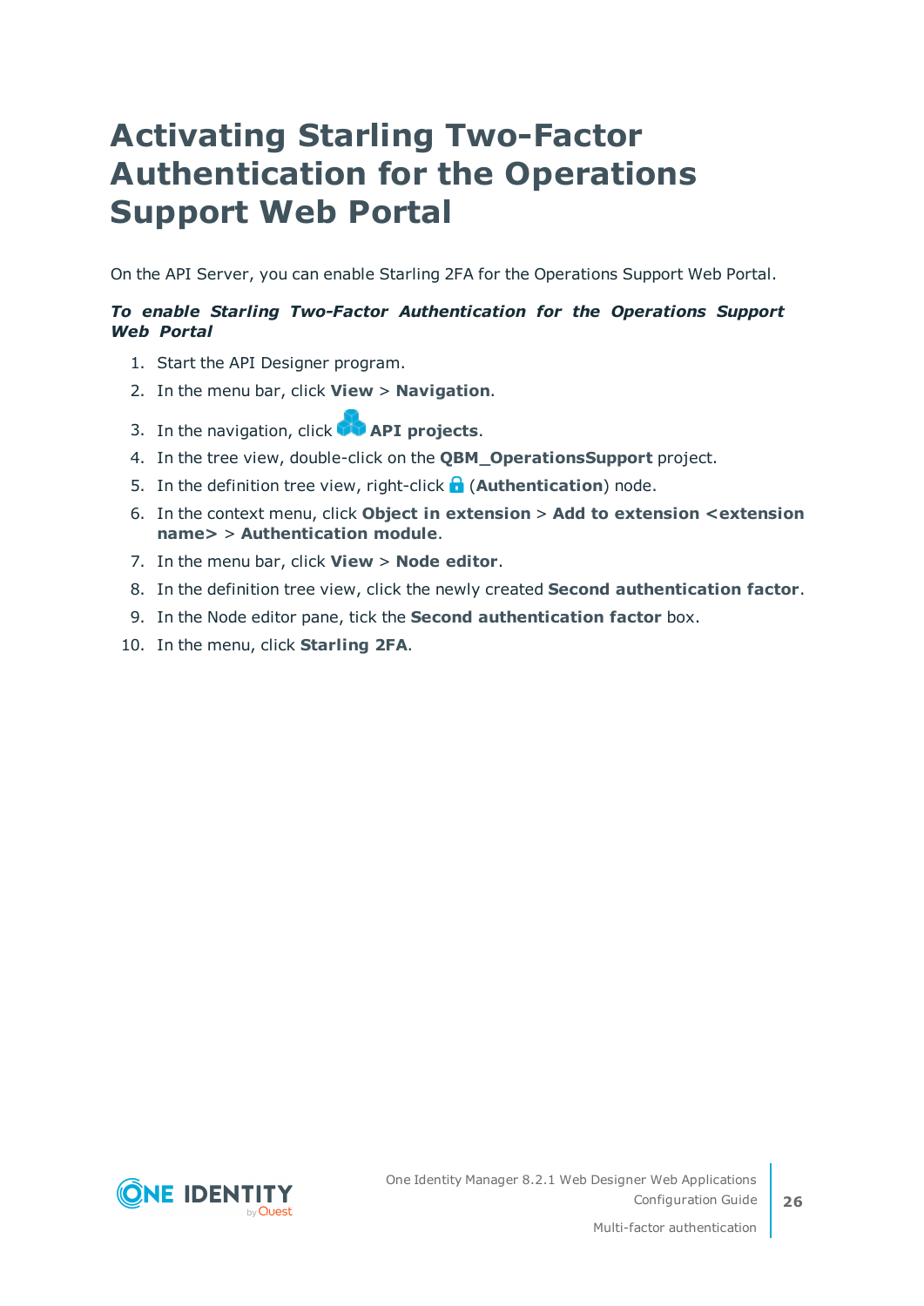# Activating Starling Two-Factor Authentication for the Operations Support Web Portal

On the API Server, you can enable Starling 2FA for the Operations Support Web Portal.

***To enable Starling Two-Factor Authentication for the Operations Support Web Portal***

1. Start the API Designer program.
2. In the menu bar, click **View** > **Navigation**.
3. In the navigation, click **API projects**.
4. In the tree view, double-click on the **QBM_OperationsSupport** project.
5. In the definition tree view, right-click (**Authentication**) node.
6. In the context menu, click **Object in extension** > **Add to extension <extension name>** > **Authentication module**.
7. In the menu bar, click **View** > **Node editor**.
8. In the definition tree view, click the newly created **Second authentication factor**.
9. In the Node editor pane, tick the **Second authentication factor** box.
10. In the menu, click **Starling 2FA**.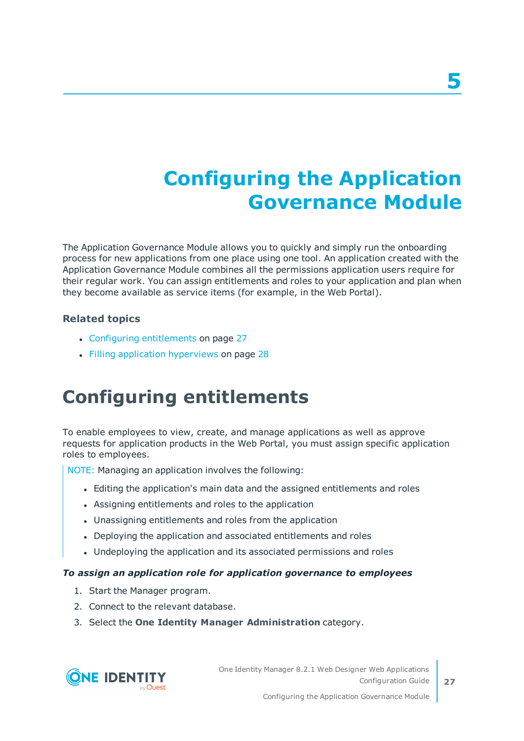# 5 Configuring the Application Governance Module

The Application Governance Module allows you to quickly and simply run the onboarding process for new applications from one place using one tool. An application created with the Application Governance Module combines all the permissions application users require for their regular work. You can assign entitlements and roles to your application and plan when they become available as service items (for example, in the Web Portal).

### Related topics

- Configuring entitlements on page 27
- Filling application hyperviews on page 28

## Configuring entitlements

To enable employees to view, create, and manage applications as well as approve requests for application products in the Web Portal, you must assign specific application roles to employees.

NOTE: Managing an application involves the following:

- Editing the application's main data and the assigned entitlements and roles
- Assigning entitlements and roles to the application
- Unassigning entitlements and roles from the application
- Deploying the application and associated entitlements and roles
- Undeploying the application and its associated permissions and roles

***To assign an application role for application governance to employees***

1. Start the Manager program.
2. Connect to the relevant database.
3. Select the **One Identity Manager Administration** category.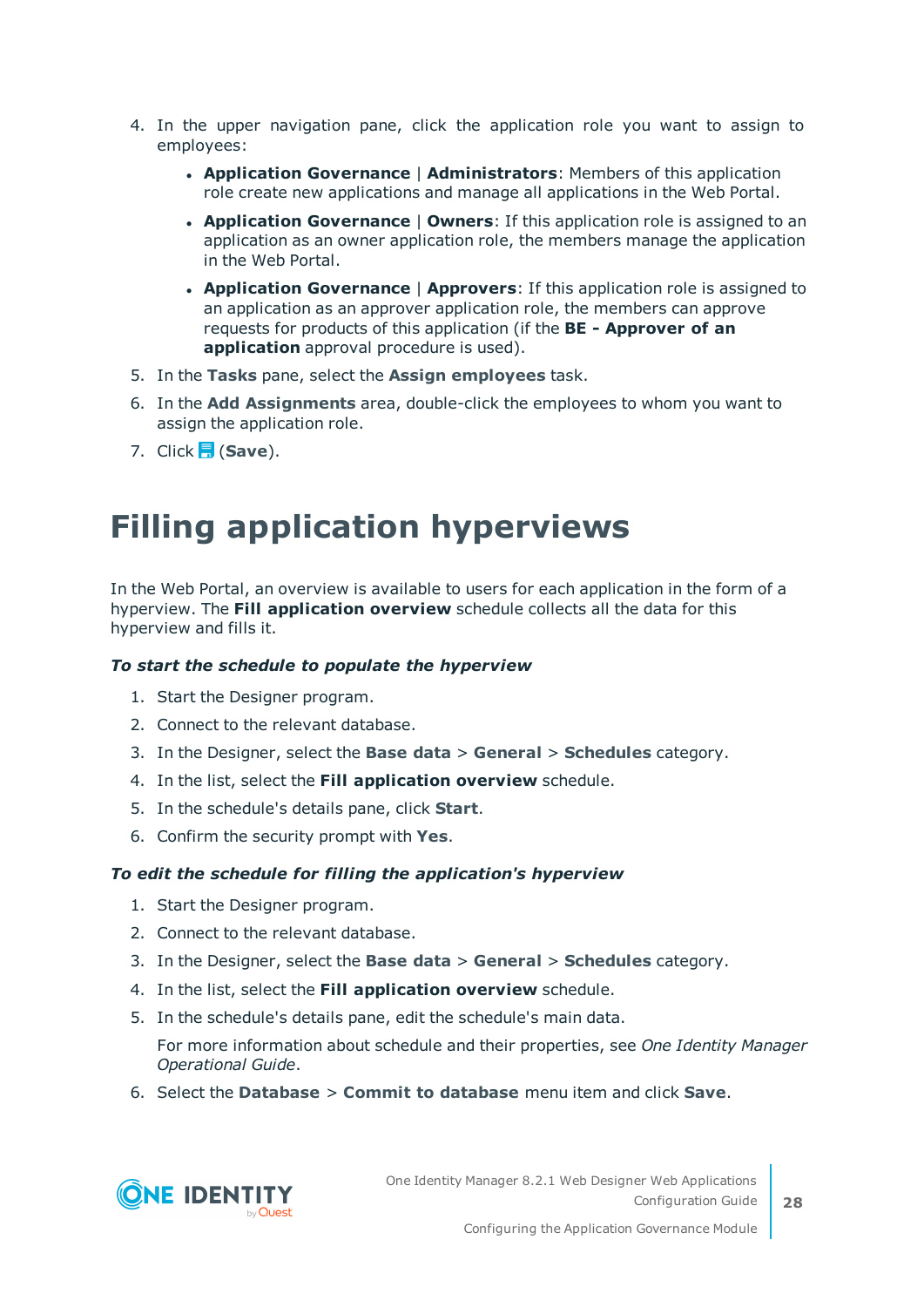4. In the upper navigation pane, click the application role you want to assign to employees:

   - **Application Governance** | **Administrators**: Members of this application role create new applications and manage all applications in the Web Portal.
   - **Application Governance** | **Owners**: If this application role is assigned to an application as an owner application role, the members manage the application in the Web Portal.
   - **Application Governance** | **Approvers**: If this application role is assigned to an application as an approver application role, the members can approve requests for products of this application (if the **BE - Approver of an application** approval procedure is used).

5. In the **Tasks** pane, select the **Assign employees** task.
6. In the **Add Assignments** area, double-click the employees to whom you want to assign the application role.
7. Click (**Save**).

# Filling application hyperviews

In the Web Portal, an overview is available to users for each application in the form of a hyperview. The **Fill application overview** schedule collects all the data for this hyperview and fills it.

***To start the schedule to populate the hyperview***

1. Start the Designer program.
2. Connect to the relevant database.
3. In the Designer, select the **Base data** > **General** > **Schedules** category.
4. In the list, select the **Fill application overview** schedule.
5. In the schedule's details pane, click **Start**.
6. Confirm the security prompt with **Yes**.

***To edit the schedule for filling the application's hyperview***

1. Start the Designer program.
2. Connect to the relevant database.
3. In the Designer, select the **Base data** > **General** > **Schedules** category.
4. In the list, select the **Fill application overview** schedule.
5. In the schedule's details pane, edit the schedule's main data.

   For more information about schedule and their properties, see *One Identity Manager Operational Guide*.

6. Select the **Database** > **Commit to database** menu item and click **Save**.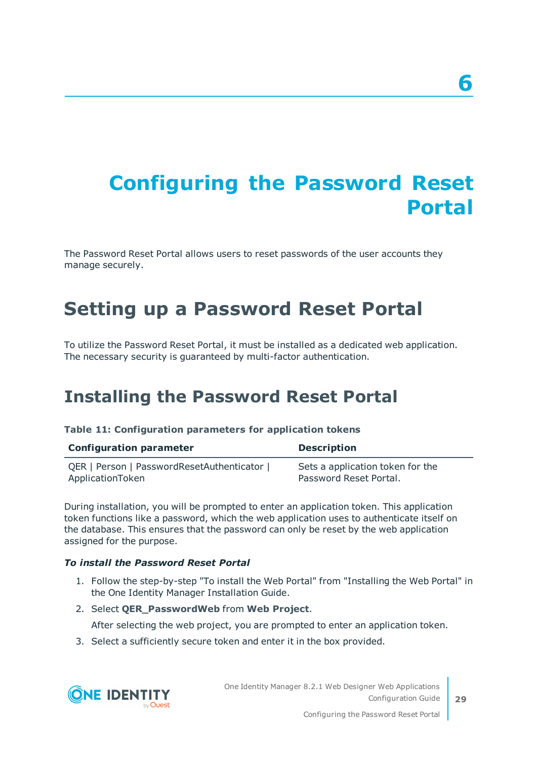# 6 Configuring the Password Reset Portal

The Password Reset Portal allows users to reset passwords of the user accounts they manage securely.

## Setting up a Password Reset Portal

To utilize the Password Reset Portal, it must be installed as a dedicated web application. The necessary security is guaranteed by multi-factor authentication.

## Installing the Password Reset Portal

**Table 11: Configuration parameters for application tokens**

| Configuration parameter | Description |
|---|---|
| QER \| Person \| PasswordResetAuthenticator \| ApplicationToken | Sets a application token for the Password Reset Portal. |

During installation, you will be prompted to enter an application token. This application token functions like a password, which the web application uses to authenticate itself on the database. This ensures that the password can only be reset by the web application assigned for the purpose.

***To install the Password Reset Portal***

1. Follow the step-by-step "To install the Web Portal" from "Installing the Web Portal" in the One Identity Manager Installation Guide.
2. Select **QER_PasswordWeb** from **Web Project**.

   After selecting the web project, you are prompted to enter an application token.
3. Select a sufficiently secure token and enter it in the box provided.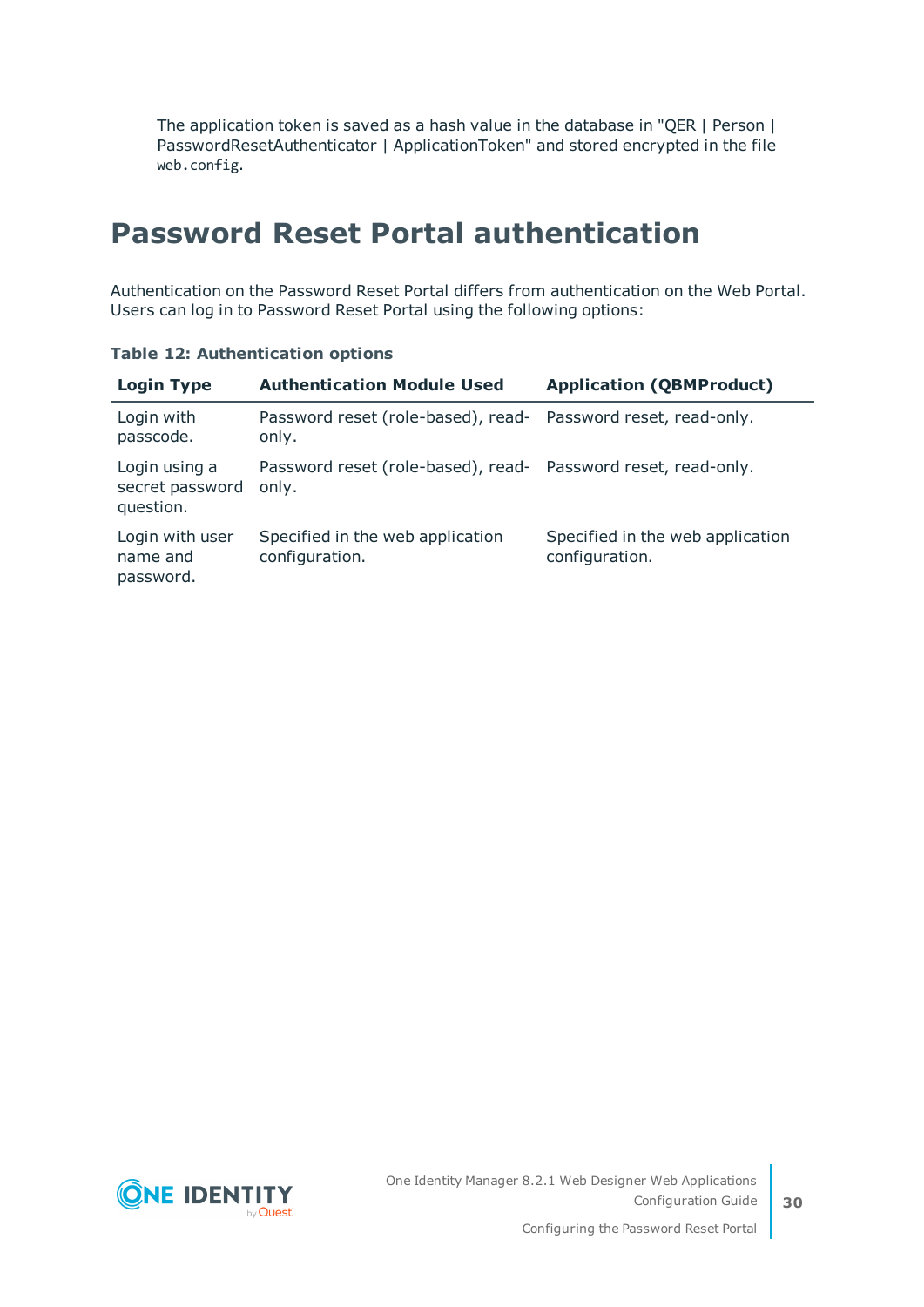The application token is saved as a hash value in the database in "QER | Person | PasswordResetAuthenticator | ApplicationToken" and stored encrypted in the file `web.config`.

# Password Reset Portal authentication

Authentication on the Password Reset Portal differs from authentication on the Web Portal. Users can log in to Password Reset Portal using the following options:

**Table 12: Authentication options**

| Login Type | Authentication Module Used | Application (QBMProduct) |
|---|---|---|
| Login with passcode. | Password reset (role-based), read-only. | Password reset, read-only. |
| Login using a secret password question. | Password reset (role-based), read-only. | Password reset, read-only. |
| Login with user name and password. | Specified in the web application configuration. | Specified in the web application configuration. |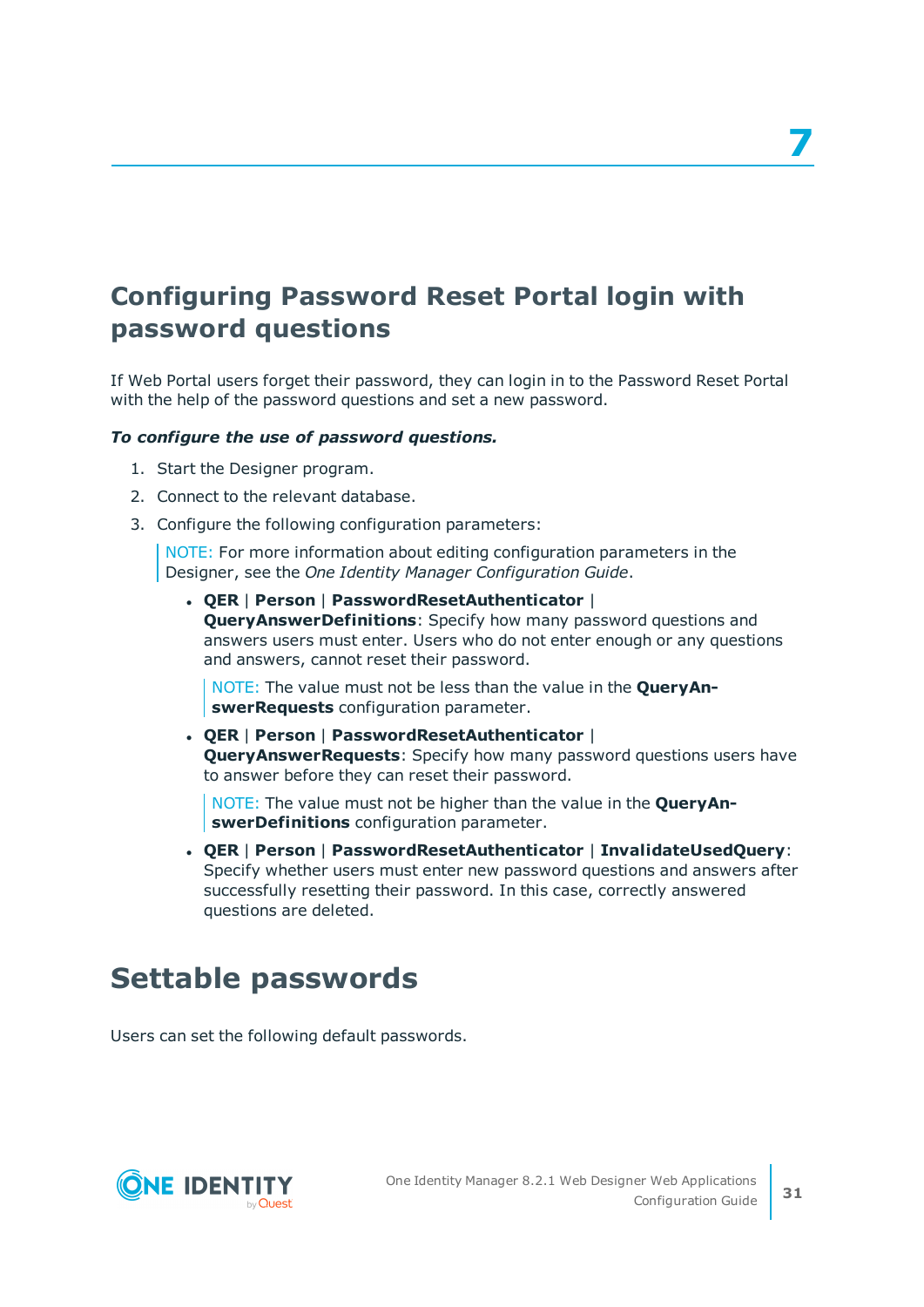# 7

# Configuring Password Reset Portal login with password questions

If Web Portal users forget their password, they can login in to the Password Reset Portal with the help of the password questions and set a new password.

***To configure the use of password questions.***

1. Start the Designer program.
2. Connect to the relevant database.
3. Configure the following configuration parameters:

   NOTE: For more information about editing configuration parameters in the Designer, see the *One Identity Manager Configuration Guide*.

   - **QER** | **Person** | **PasswordResetAuthenticator** | **QueryAnswerDefinitions**: Specify how many password questions and answers users must enter. Users who do not enter enough or any questions and answers, cannot reset their password.

     NOTE: The value must not be less than the value in the **QueryAnswerRequests** configuration parameter.

   - **QER** | **Person** | **PasswordResetAuthenticator** | **QueryAnswerRequests**: Specify how many password questions users have to answer before they can reset their password.

     NOTE: The value must not be higher than the value in the **QueryAnswerDefinitions** configuration parameter.

   - **QER** | **Person** | **PasswordResetAuthenticator** | **InvalidateUsedQuery**: Specify whether users must enter new password questions and answers after successfully resetting their password. In this case, correctly answered questions are deleted.

# Settable passwords

Users can set the following default passwords.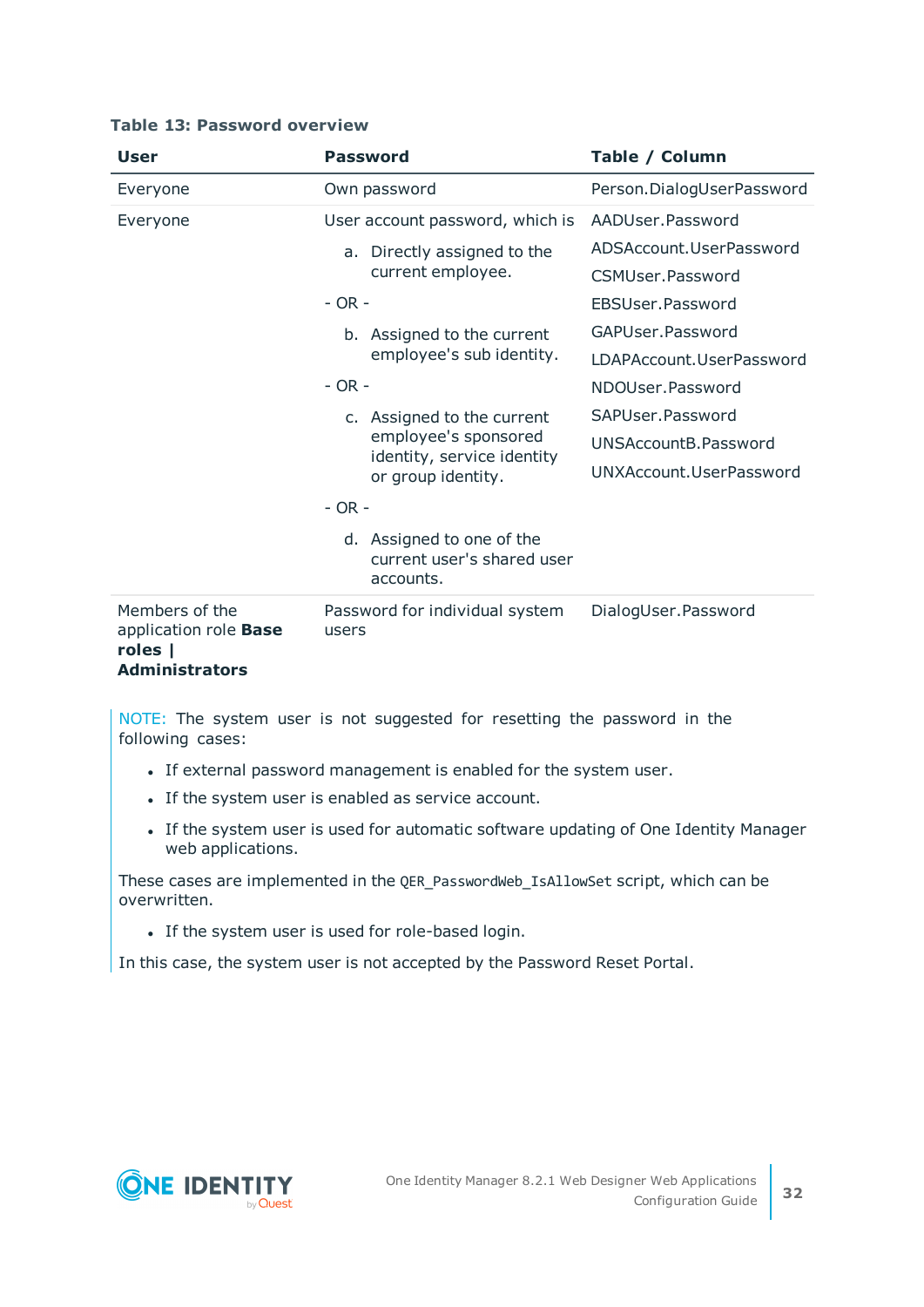**Table 13: Password overview**

| User | Password | Table / Column |
|---|---|---|
| Everyone | Own password | Person.DialogUserPassword |
| Everyone | User account password, which is<br>a. Directly assigned to the current employee.<br>- OR -<br>b. Assigned to the current employee's sub identity.<br>- OR -<br>c. Assigned to the current employee's sponsored identity, service identity or group identity.<br>- OR -<br>d. Assigned to one of the current user's shared user accounts. | AADUser.Password<br>ADSAccount.UserPassword<br>CSMUser.Password<br>EBSUser.Password<br>GAPUser.Password<br>LDAPAccount.UserPassword<br>NDOUser.Password<br>SAPUser.Password<br>UNSAccountB.Password<br>UNXAccount.UserPassword |
| Members of the application role **Base roles \| Administrators** | Password for individual system users | DialogUser.Password |

NOTE: The system user is not suggested for resetting the password in the following cases:

- If external password management is enabled for the system user.
- If the system user is enabled as service account.
- If the system user is used for automatic software updating of One Identity Manager web applications.

These cases are implemented in the `QER_PasswordWeb_IsAllowSet` script, which can be overwritten.

- If the system user is used for role-based login.

In this case, the system user is not accepted by the Password Reset Portal.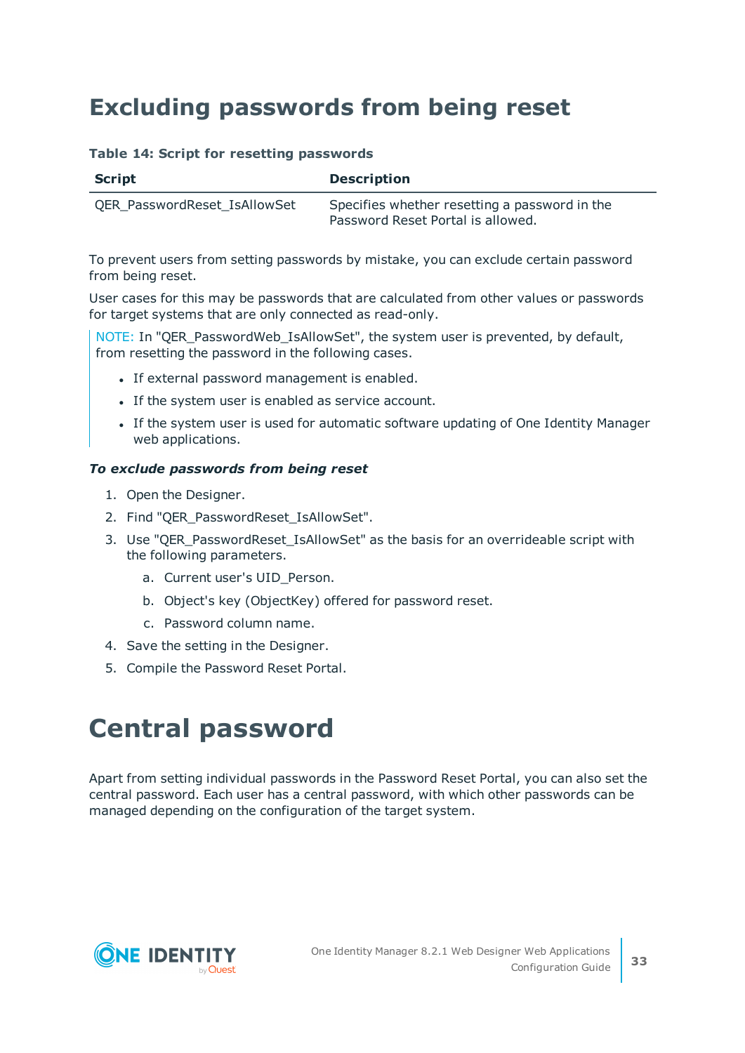# Excluding passwords from being reset

**Table 14: Script for resetting passwords**

| Script | Description |
|---|---|
| QER_PasswordReset_IsAllowSet | Specifies whether resetting a password in the Password Reset Portal is allowed. |

To prevent users from setting passwords by mistake, you can exclude certain password from being reset.

User cases for this may be passwords that are calculated from other values or passwords for target systems that are only connected as read-only.

NOTE: In "QER_PasswordWeb_IsAllowSet", the system user is prevented, by default, from resetting the password in the following cases.

- If external password management is enabled.
- If the system user is enabled as service account.
- If the system user is used for automatic software updating of One Identity Manager web applications.

***To exclude passwords from being reset***

1. Open the Designer.
2. Find "QER_PasswordReset_IsAllowSet".
3. Use "QER_PasswordReset_IsAllowSet" as the basis for an overrideable script with the following parameters.
    a. Current user's UID_Person.
    b. Object's key (ObjectKey) offered for password reset.
    c. Password column name.
4. Save the setting in the Designer.
5. Compile the Password Reset Portal.

# Central password

Apart from setting individual passwords in the Password Reset Portal, you can also set the central password. Each user has a central password, with which other passwords can be managed depending on the configuration of the target system.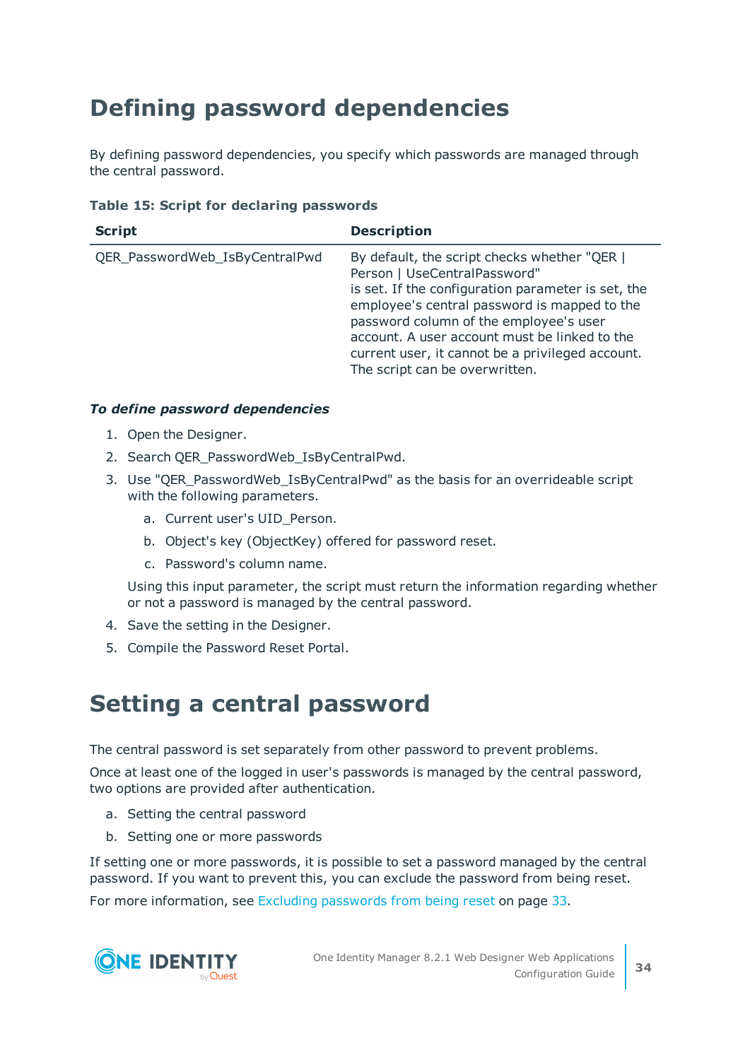# Defining password dependencies

By defining password dependencies, you specify which passwords are managed through the central password.

**Table 15: Script for declaring passwords**

| Script | Description |
| --- | --- |
| QER_PasswordWeb_IsByCentralPwd | By default, the script checks whether "QER \| Person \| UseCentralPassword" is set. If the configuration parameter is set, the employee's central password is mapped to the password column of the employee's user account. A user account must be linked to the current user, it cannot be a privileged account. The script can be overwritten. |

***To define password dependencies***

1. Open the Designer.
2. Search QER_PasswordWeb_IsByCentralPwd.
3. Use "QER_PasswordWeb_IsByCentralPwd" as the basis for an overrideable script with the following parameters.
    a. Current user's UID_Person.
    b. Object's key (ObjectKey) offered for password reset.
    c. Password's column name.

    Using this input parameter, the script must return the information regarding whether or not a password is managed by the central password.
4. Save the setting in the Designer.
5. Compile the Password Reset Portal.

# Setting a central password

The central password is set separately from other password to prevent problems.

Once at least one of the logged in user's passwords is managed by the central password, two options are provided after authentication.

a. Setting the central password
b. Setting one or more passwords

If setting one or more passwords, it is possible to set a password managed by the central password. If you want to prevent this, you can exclude the password from being reset.

For more information, see Excluding passwords from being reset on page 33.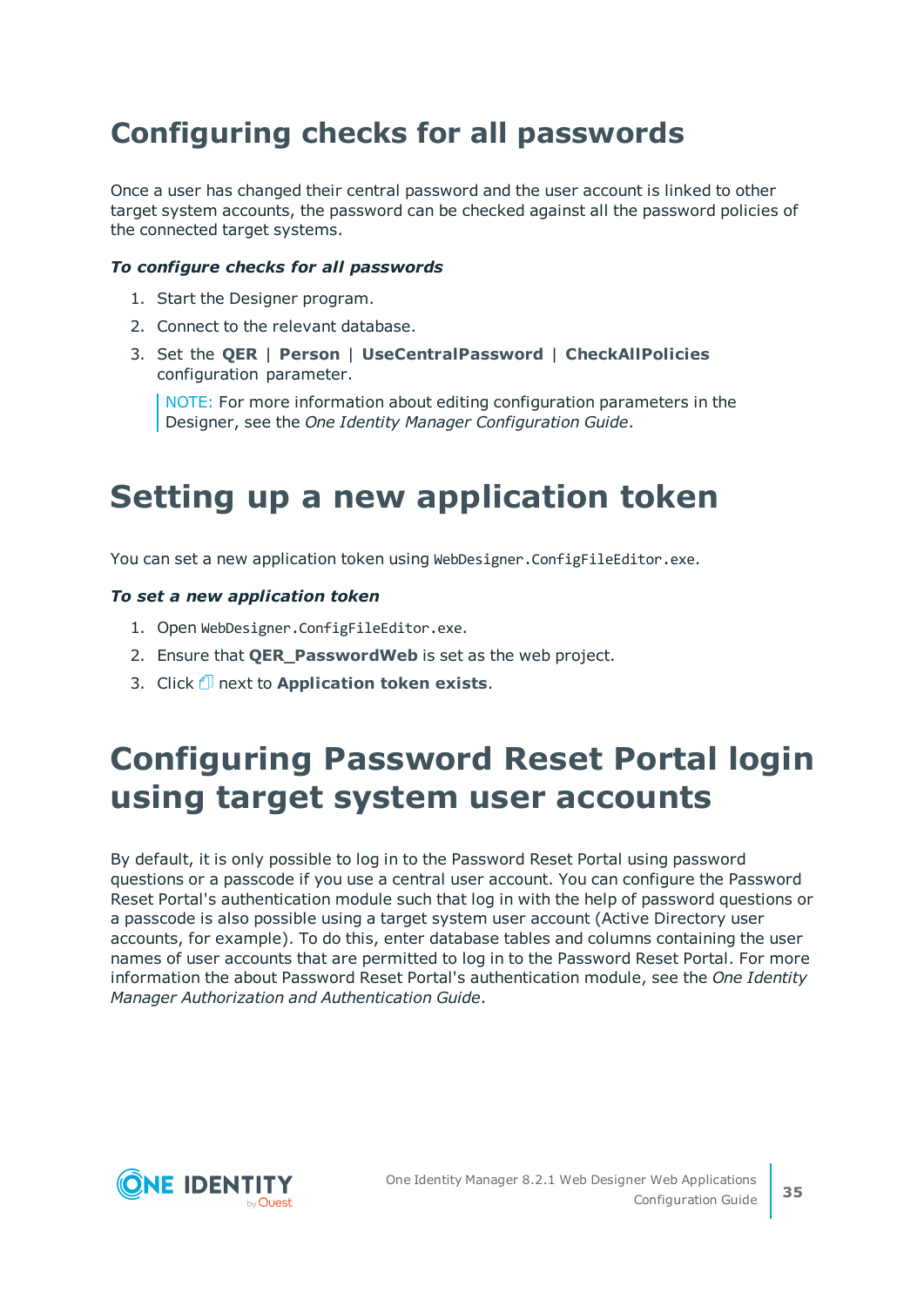# Configuring checks for all passwords

Once a user has changed their central password and the user account is linked to other target system accounts, the password can be checked against all the password policies of the connected target systems.

***To configure checks for all passwords***

1. Start the Designer program.
2. Connect to the relevant database.
3. Set the **QER | Person | UseCentralPassword | CheckAllPolicies** configuration parameter.

   NOTE: For more information about editing configuration parameters in the Designer, see the *One Identity Manager Configuration Guide*.

# Setting up a new application token

You can set a new application token using `WebDesigner.ConfigFileEditor.exe`.

***To set a new application token***

1. Open `WebDesigner.ConfigFileEditor.exe`.
2. Ensure that **QER_PasswordWeb** is set as the web project.
3. Click next to **Application token exists**.

# Configuring Password Reset Portal login using target system user accounts

By default, it is only possible to log in to the Password Reset Portal using password questions or a passcode if you use a central user account. You can configure the Password Reset Portal's authentication module such that log in with the help of password questions or a passcode is also possible using a target system user account (Active Directory user accounts, for example). To do this, enter database tables and columns containing the user names of user accounts that are permitted to log in to the Password Reset Portal. For more information the about Password Reset Portal's authentication module, see the *One Identity Manager Authorization and Authentication Guide*.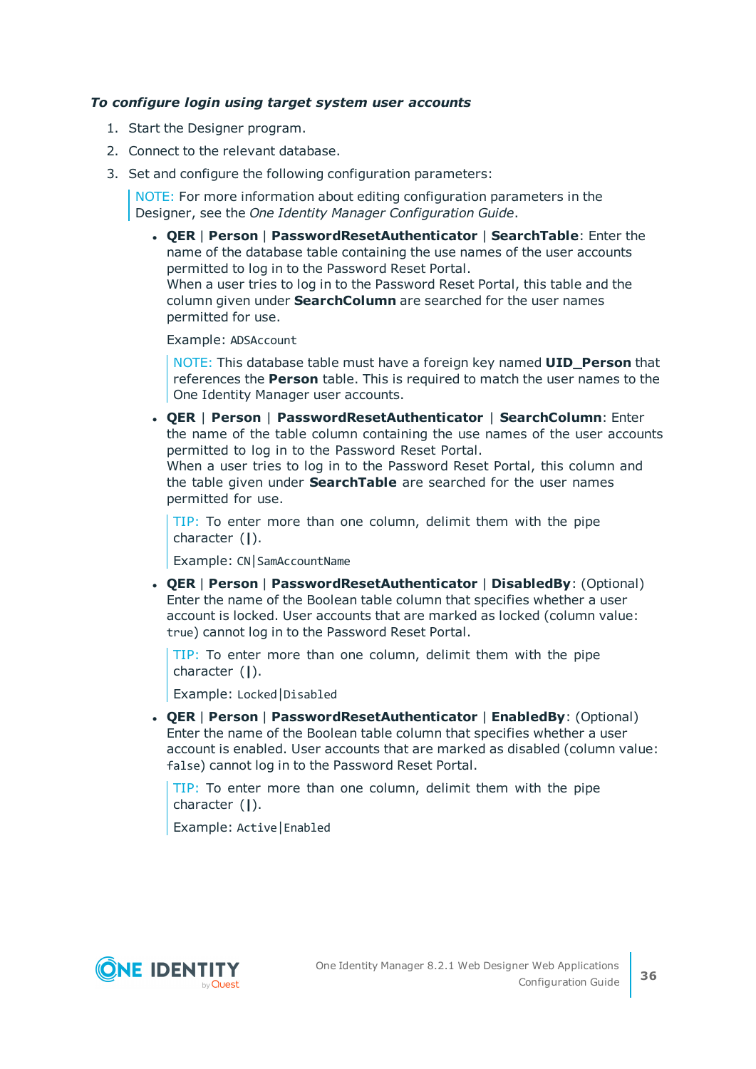***To configure login using target system user accounts***

1. Start the Designer program.
2. Connect to the relevant database.
3. Set and configure the following configuration parameters:

   > NOTE: For more information about editing configuration parameters in the Designer, see the *One Identity Manager Configuration Guide*.

   - **QER** | **Person** | **PasswordResetAuthenticator** | **SearchTable**: Enter the name of the database table containing the use names of the user accounts permitted to log in to the Password Reset Portal.
     When a user tries to log in to the Password Reset Portal, this table and the column given under **SearchColumn** are searched for the user names permitted for use.

     Example: `ADSAccount`

     > NOTE: This database table must have a foreign key named **UID_Person** that references the **Person** table. This is required to match the user names to the One Identity Manager user accounts.

   - **QER** | **Person** | **PasswordResetAuthenticator** | **SearchColumn**: Enter the name of the table column containing the use names of the user accounts permitted to log in to the Password Reset Portal.
     When a user tries to log in to the Password Reset Portal, this column and the table given under **SearchTable** are searched for the user names permitted for use.

     > TIP: To enter more than one column, delimit them with the pipe character (**|**).
     >
     > Example: `CN|SamAccountName`

   - **QER** | **Person** | **PasswordResetAuthenticator** | **DisabledBy**: (Optional) Enter the name of the Boolean table column that specifies whether a user account is locked. User accounts that are marked as locked (column value: `true`) cannot log in to the Password Reset Portal.

     > TIP: To enter more than one column, delimit them with the pipe character (**|**).
     >
     > Example: `Locked|Disabled`

   - **QER** | **Person** | **PasswordResetAuthenticator** | **EnabledBy**: (Optional) Enter the name of the Boolean table column that specifies whether a user account is enabled. User accounts that are marked as disabled (column value: `false`) cannot log in to the Password Reset Portal.

     > TIP: To enter more than one column, delimit them with the pipe character (**|**).
     >
     > Example: `Active|Enabled`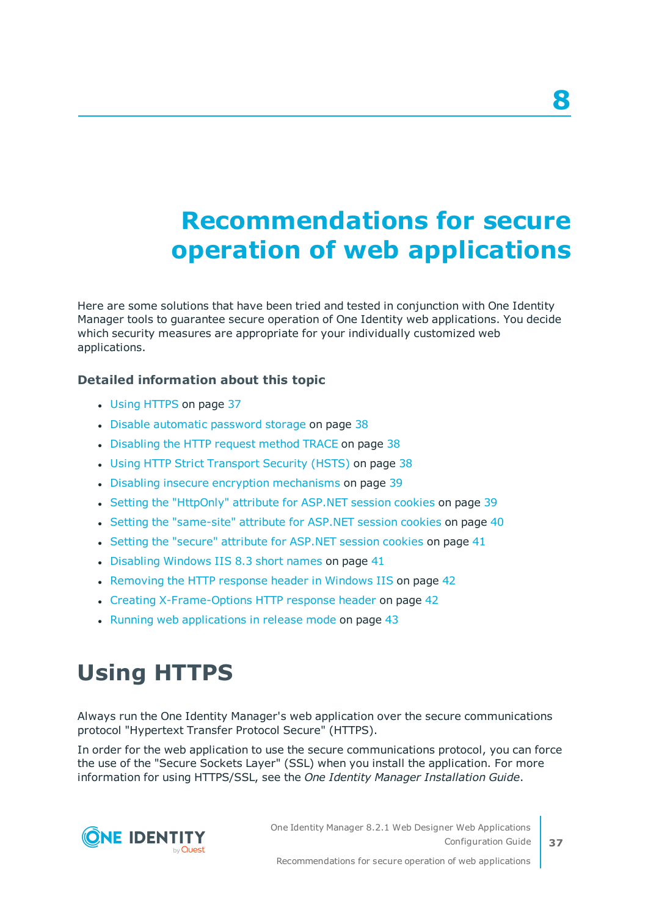# 8

# Recommendations for secure operation of web applications

Here are some solutions that have been tried and tested in conjunction with One Identity Manager tools to guarantee secure operation of One Identity web applications. You decide which security measures are appropriate for your individually customized web applications.

### Detailed information about this topic

- Using HTTPS on page 37
- Disable automatic password storage on page 38
- Disabling the HTTP request method TRACE on page 38
- Using HTTP Strict Transport Security (HSTS) on page 38
- Disabling insecure encryption mechanisms on page 39
- Setting the "HttpOnly" attribute for ASP.NET session cookies on page 39
- Setting the "same-site" attribute for ASP.NET session cookies on page 40
- Setting the "secure" attribute for ASP.NET session cookies on page 41
- Disabling Windows IIS 8.3 short names on page 41
- Removing the HTTP response header in Windows IIS on page 42
- Creating X-Frame-Options HTTP response header on page 42
- Running web applications in release mode on page 43

## Using HTTPS

Always run the One Identity Manager's web application over the secure communications protocol "Hypertext Transfer Protocol Secure" (HTTPS).

In order for the web application to use the secure communications protocol, you can force the use of the "Secure Sockets Layer" (SSL) when you install the application. For more information for using HTTPS/SSL, see the *One Identity Manager Installation Guide*.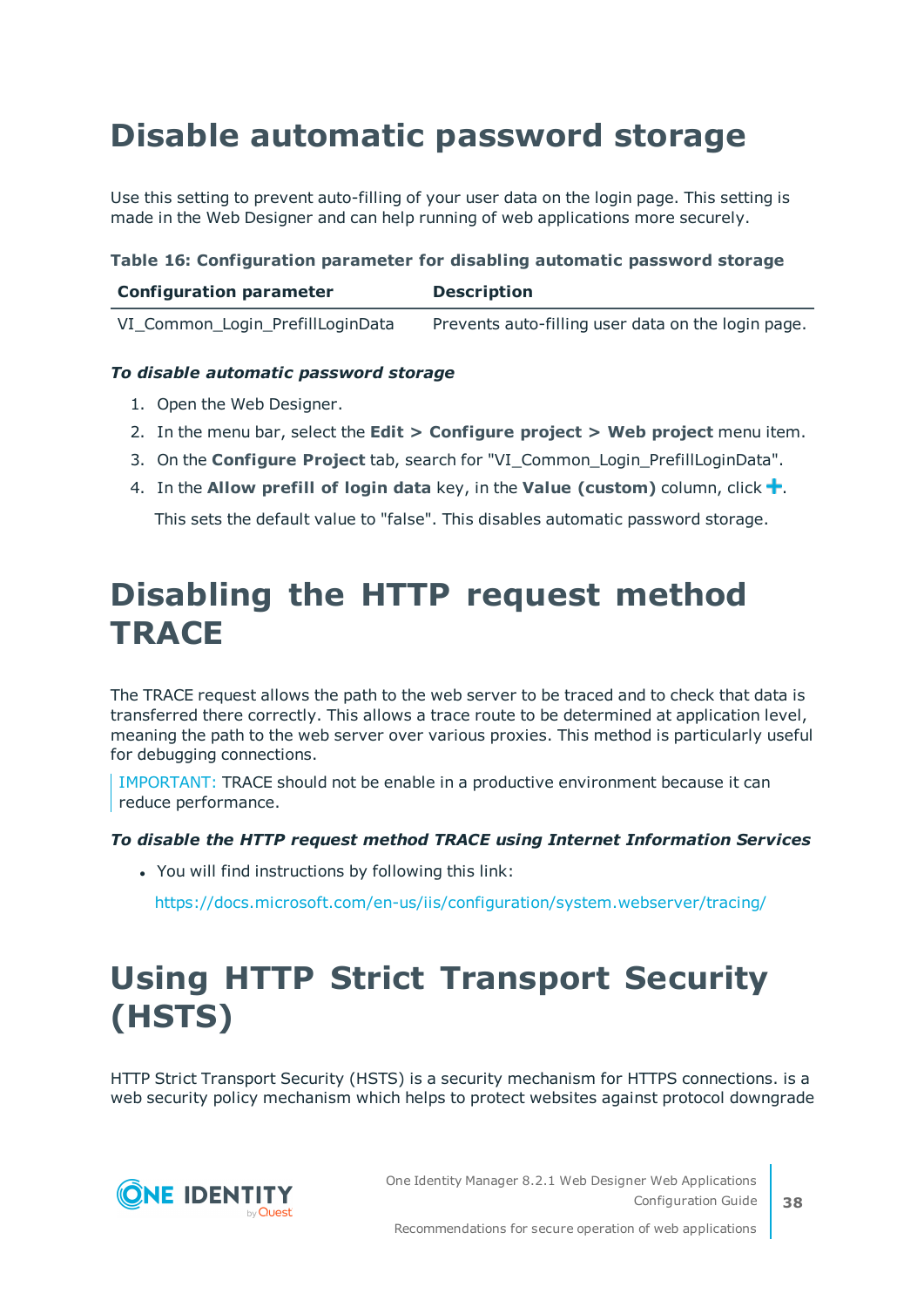# Disable automatic password storage

Use this setting to prevent auto-filling of your user data on the login page. This setting is made in the Web Designer and can help running of web applications more securely.

**Table 16: Configuration parameter for disabling automatic password storage**

| Configuration parameter | Description |
| --- | --- |
| VI_Common_Login_PrefillLoginData | Prevents auto-filling user data on the login page. |

***To disable automatic password storage***

1. Open the Web Designer.
2. In the menu bar, select the **Edit > Configure project > Web project** menu item.
3. On the **Configure Project** tab, search for "VI_Common_Login_PrefillLoginData".
4. In the **Allow prefill of login data** key, in the **Value (custom)** column, click **+**.

   This sets the default value to "false". This disables automatic password storage.

# Disabling the HTTP request method TRACE

The TRACE request allows the path to the web server to be traced and to check that data is transferred there correctly. This allows a trace route to be determined at application level, meaning the path to the web server over various proxies. This method is particularly useful for debugging connections.

> IMPORTANT: TRACE should not be enable in a productive environment because it can reduce performance.

***To disable the HTTP request method TRACE using Internet Information Services***

- You will find instructions by following this link:

  https://docs.microsoft.com/en-us/iis/configuration/system.webserver/tracing/

# Using HTTP Strict Transport Security (HSTS)

HTTP Strict Transport Security (HSTS) is a security mechanism for HTTPS connections. is a web security policy mechanism which helps to protect websites against protocol downgrade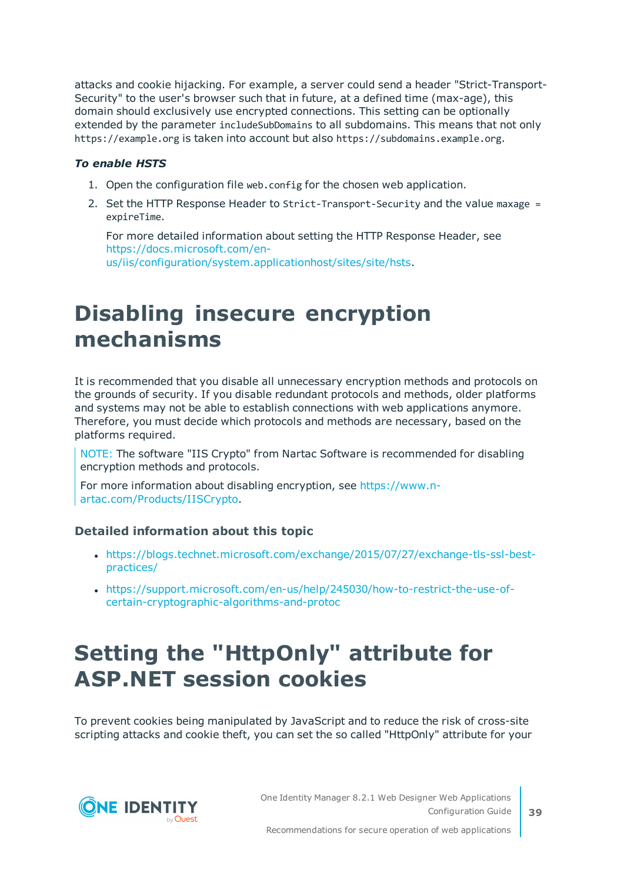attacks and cookie hijacking. For example, a server could send a header "Strict-Transport-Security" to the user's browser such that in future, at a defined time (max-age), this domain should exclusively use encrypted connections. This setting can be optionally extended by the parameter `includeSubDomains` to all subdomains. This means that not only `https://example.org` is taken into account but also `https://subdomains.example.org`.

***To enable HSTS***

1. Open the configuration file `web.config` for the chosen web application.
2. Set the HTTP Response Header to `Strict-Transport-Security` and the value `maxage = expireTime`.

   For more detailed information about setting the HTTP Response Header, see https://docs.microsoft.com/en-us/iis/configuration/system.applicationhost/sites/site/hsts.

# Disabling insecure encryption mechanisms

It is recommended that you disable all unnecessary encryption methods and protocols on the grounds of security. If you disable redundant protocols and methods, older platforms and systems may not be able to establish connections with web applications anymore. Therefore, you must decide which protocols and methods are necessary, based on the platforms required.

> NOTE: The software "IIS Crypto" from Nartac Software is recommended for disabling encryption methods and protocols.
>
> For more information about disabling encryption, see https://www.n-artac.com/Products/IISCrypto.

### Detailed information about this topic

- https://blogs.technet.microsoft.com/exchange/2015/07/27/exchange-tls-ssl-best-practices/
- https://support.microsoft.com/en-us/help/245030/how-to-restrict-the-use-of-certain-cryptographic-algorithms-and-protoc

# Setting the "HttpOnly" attribute for ASP.NET session cookies

To prevent cookies being manipulated by JavaScript and to reduce the risk of cross-site scripting attacks and cookie theft, you can set the so called "HttpOnly" attribute for your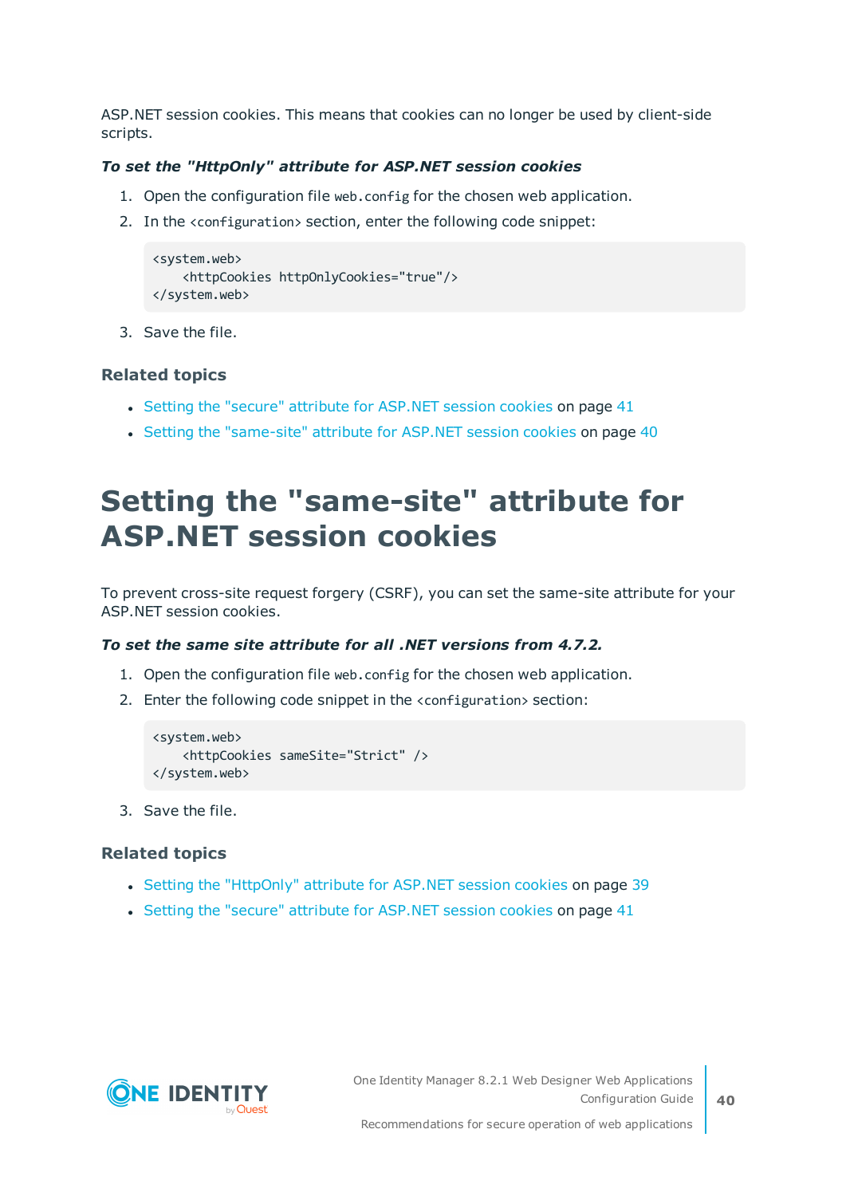ASP.NET session cookies. This means that cookies can no longer be used by client-side scripts.

***To set the "HttpOnly" attribute for ASP.NET session cookies***

1. Open the configuration file `web.config` for the chosen web application.
2. In the `<configuration>` section, enter the following code snippet:

```
<system.web>
    <httpCookies httpOnlyCookies="true"/>
</system.web>
```

3. Save the file.

### Related topics

- Setting the "secure" attribute for ASP.NET session cookies on page 41
- Setting the "same-site" attribute for ASP.NET session cookies on page 40

# Setting the "same-site" attribute for ASP.NET session cookies

To prevent cross-site request forgery (CSRF), you can set the same-site attribute for your ASP.NET session cookies.

***To set the same site attribute for all .NET versions from 4.7.2.***

1. Open the configuration file `web.config` for the chosen web application.
2. Enter the following code snippet in the `<configuration>` section:

```
<system.web>
    <httpCookies sameSite="Strict" />
</system.web>
```

3. Save the file.

### Related topics

- Setting the "HttpOnly" attribute for ASP.NET session cookies on page 39
- Setting the "secure" attribute for ASP.NET session cookies on page 41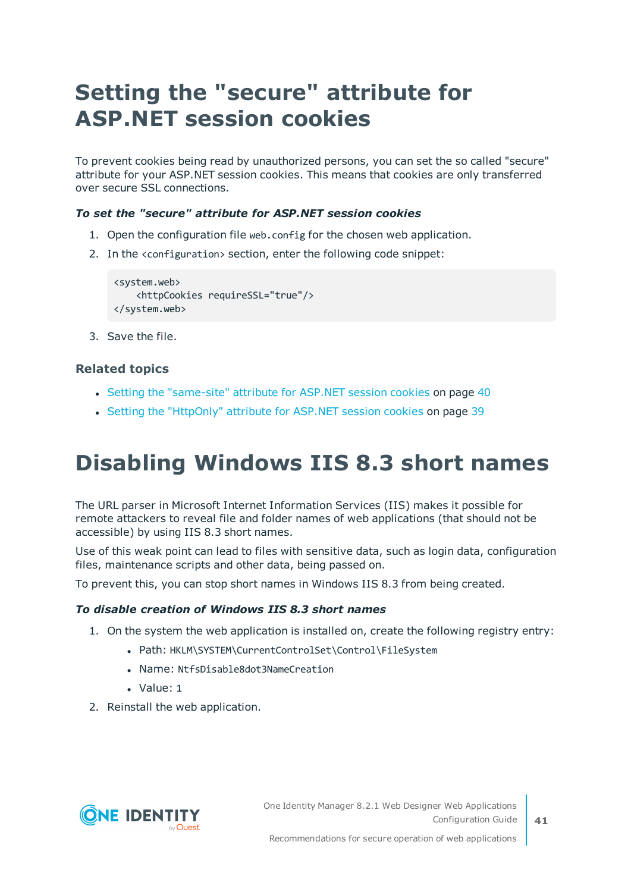# Setting the "secure" attribute for ASP.NET session cookies

To prevent cookies being read by unauthorized persons, you can set the so called "secure" attribute for your ASP.NET session cookies. This means that cookies are only transferred over secure SSL connections.

***To set the "secure" attribute for ASP.NET session cookies***

1. Open the configuration file `web.config` for the chosen web application.
2. In the `<configuration>` section, enter the following code snippet:

```
<system.web>
    <httpCookies requireSSL="true"/>
</system.web>
```

3. Save the file.

### Related topics

- Setting the "same-site" attribute for ASP.NET session cookies on page 40
- Setting the "HttpOnly" attribute for ASP.NET session cookies on page 39

# Disabling Windows IIS 8.3 short names

The URL parser in Microsoft Internet Information Services (IIS) makes it possible for remote attackers to reveal file and folder names of web applications (that should not be accessible) by using IIS 8.3 short names.

Use of this weak point can lead to files with sensitive data, such as login data, configuration files, maintenance scripts and other data, being passed on.

To prevent this, you can stop short names in Windows IIS 8.3 from being created.

***To disable creation of Windows IIS 8.3 short names***

1. On the system the web application is installed on, create the following registry entry:
   - Path: `HKLM\SYSTEM\CurrentControlSet\Control\FileSystem`
   - Name: `NtfsDisable8dot3NameCreation`
   - Value: `1`
2. Reinstall the web application.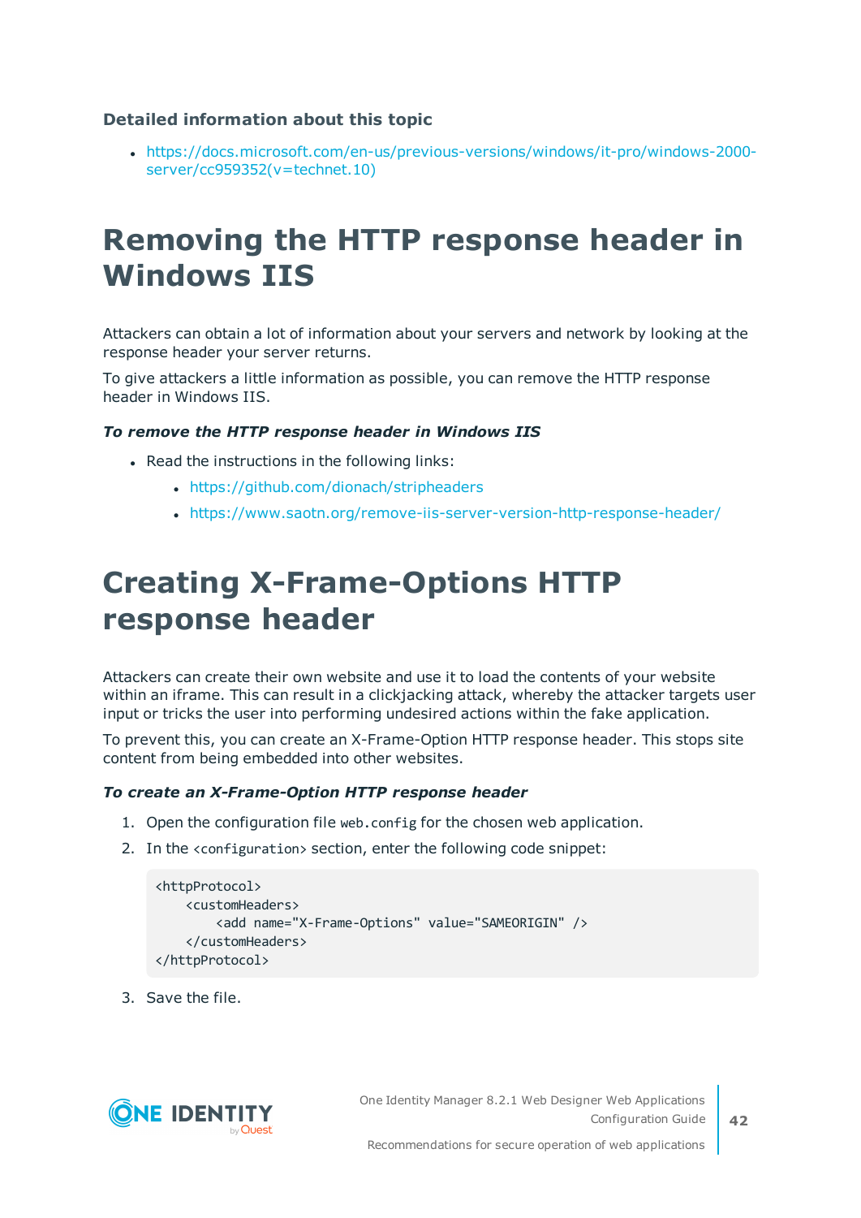**Detailed information about this topic**

- https://docs.microsoft.com/en-us/previous-versions/windows/it-pro/windows-2000-server/cc959352(v=technet.10)

# Removing the HTTP response header in Windows IIS

Attackers can obtain a lot of information about your servers and network by looking at the response header your server returns.

To give attackers a little information as possible, you can remove the HTTP response header in Windows IIS.

***To remove the HTTP response header in Windows IIS***

- Read the instructions in the following links:
  - https://github.com/dionach/stripheaders
  - https://www.saotn.org/remove-iis-server-version-http-response-header/

# Creating X-Frame-Options HTTP response header

Attackers can create their own website and use it to load the contents of your website within an iframe. This can result in a clickjacking attack, whereby the attacker targets user input or tricks the user into performing undesired actions within the fake application.

To prevent this, you can create an X-Frame-Option HTTP response header. This stops site content from being embedded into other websites.

***To create an X-Frame-Option HTTP response header***

1. Open the configuration file `web.config` for the chosen web application.
2. In the `<configuration>` section, enter the following code snippet:

```
<httpProtocol>
    <customHeaders>
        <add name="X-Frame-Options" value="SAMEORIGIN" />
    </customHeaders>
</httpProtocol>
```

3. Save the file.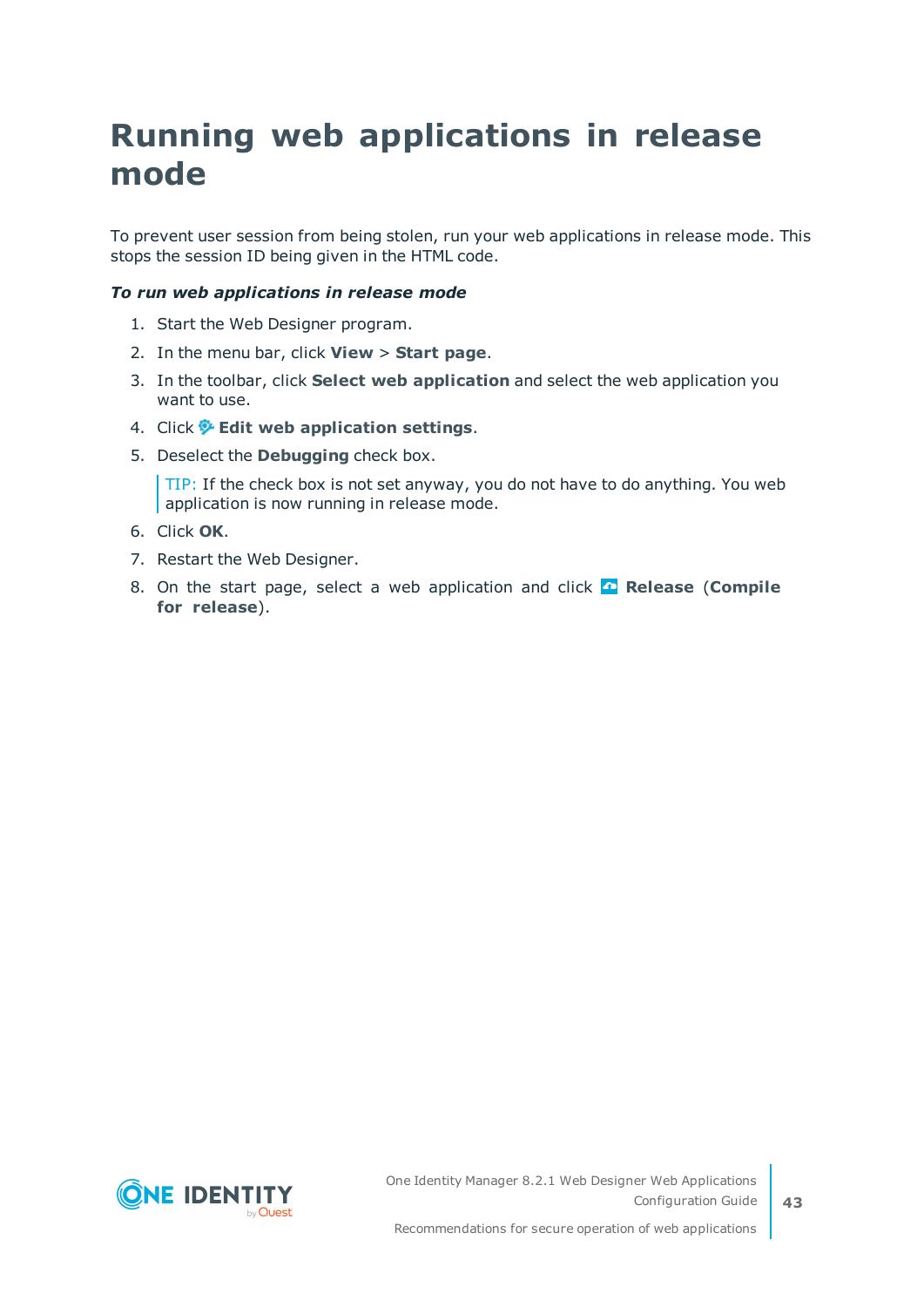# Running web applications in release mode

To prevent user session from being stolen, run your web applications in release mode. This stops the session ID being given in the HTML code.

***To run web applications in release mode***

1. Start the Web Designer program.
2. In the menu bar, click **View** > **Start page**.
3. In the toolbar, click **Select web application** and select the web application you want to use.
4. Click **Edit web application settings**.
5. Deselect the **Debugging** check box.

   TIP: If the check box is not set anyway, you do not have to do anything. You web application is now running in release mode.
6. Click **OK**.
7. Restart the Web Designer.
8. On the start page, select a web application and click **Release** (**Compile for release**).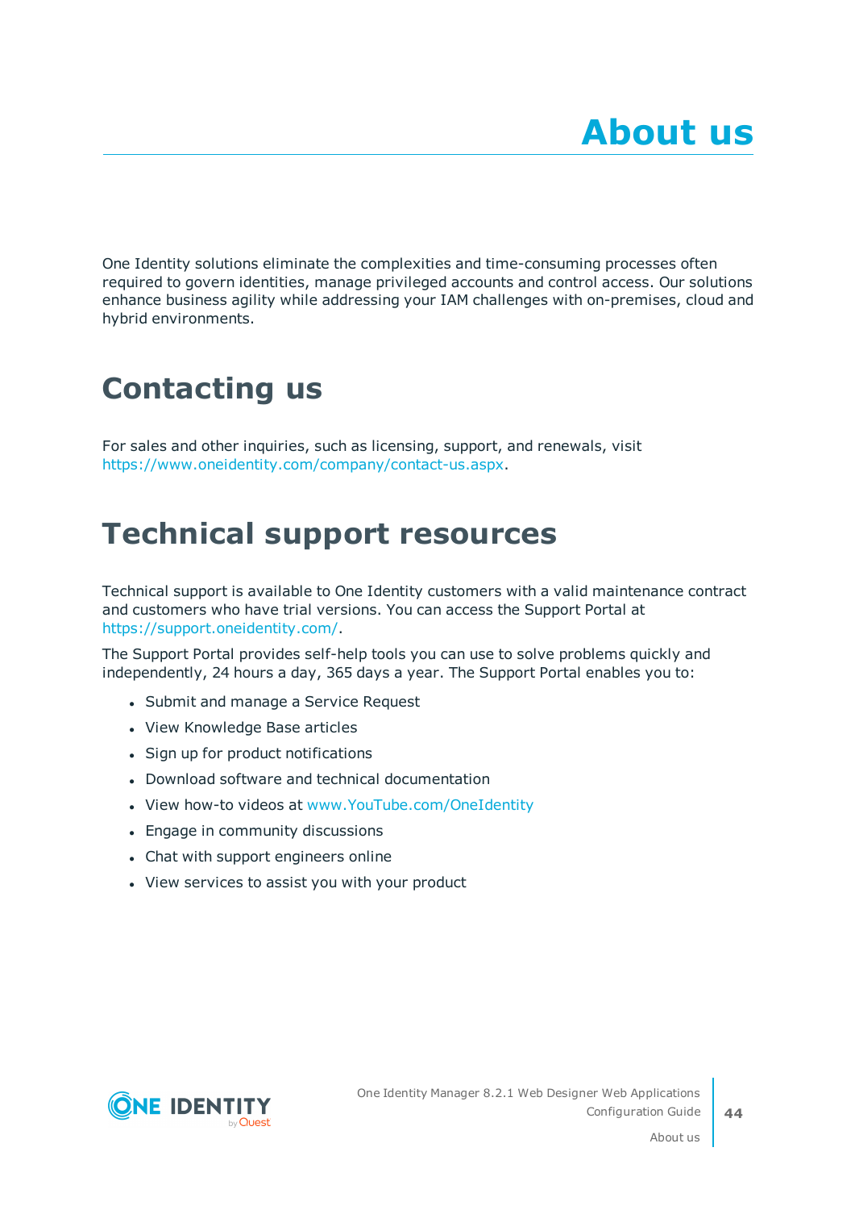# About us

One Identity solutions eliminate the complexities and time-consuming processes often required to govern identities, manage privileged accounts and control access. Our solutions enhance business agility while addressing your IAM challenges with on-premises, cloud and hybrid environments.

## Contacting us

For sales and other inquiries, such as licensing, support, and renewals, visit https://www.oneidentity.com/company/contact-us.aspx.

## Technical support resources

Technical support is available to One Identity customers with a valid maintenance contract and customers who have trial versions. You can access the Support Portal at https://support.oneidentity.com/.

The Support Portal provides self-help tools you can use to solve problems quickly and independently, 24 hours a day, 365 days a year. The Support Portal enables you to:

- Submit and manage a Service Request
- View Knowledge Base articles
- Sign up for product notifications
- Download software and technical documentation
- View how-to videos at www.YouTube.com/OneIdentity
- Engage in community discussions
- Chat with support engineers online
- View services to assist you with your product